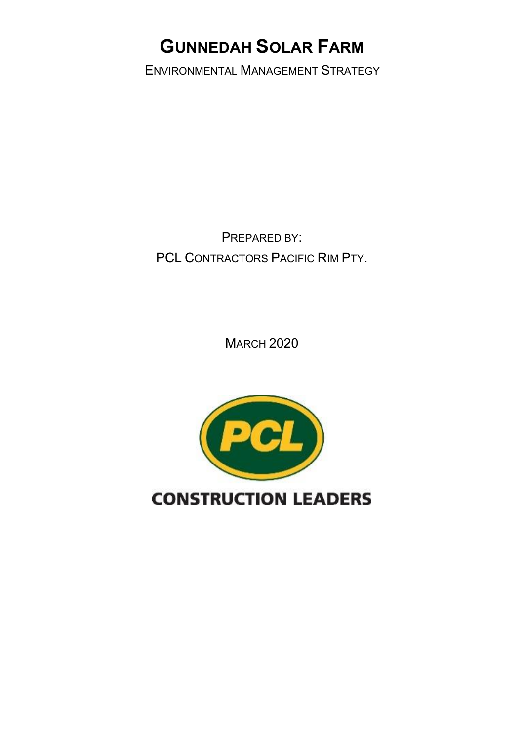# GUNNEDAH SOLAR FARM

ENVIRONMENTAL MANAGEMENT STRATEGY

PREPARED BY:

PCL CONTRACTORS PACIFIC RIM PTY.

MARCH 2020

PCL

CONSTRUCTION LEADERS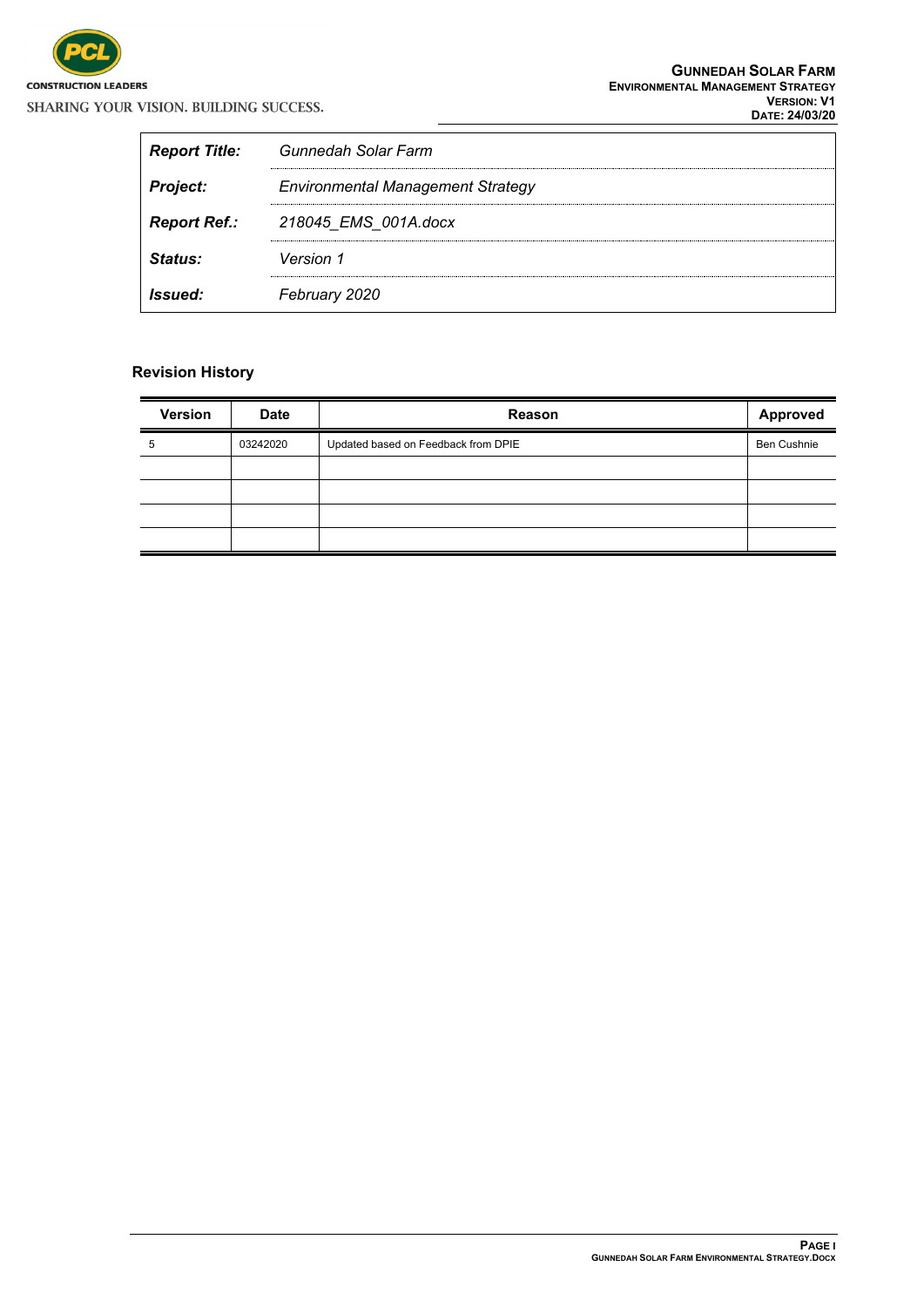| Report Title: | Gunnedah Solar Farm |
|---|---|
| Project: | Environmental Management Strategy |
| Report Ref.: | 218045_EMS_001A.docx |
| Status: | Version 1 |
| Issued: | February 2020 |

## Revision History

| Version | Date | Reason | Approved |
|---|---|---|---|
| 5 | 03242020 | Updated based on Feedback from DPIE | Ben Cushnie |
| | | | |
| | | | |
| | | | |
| | | | |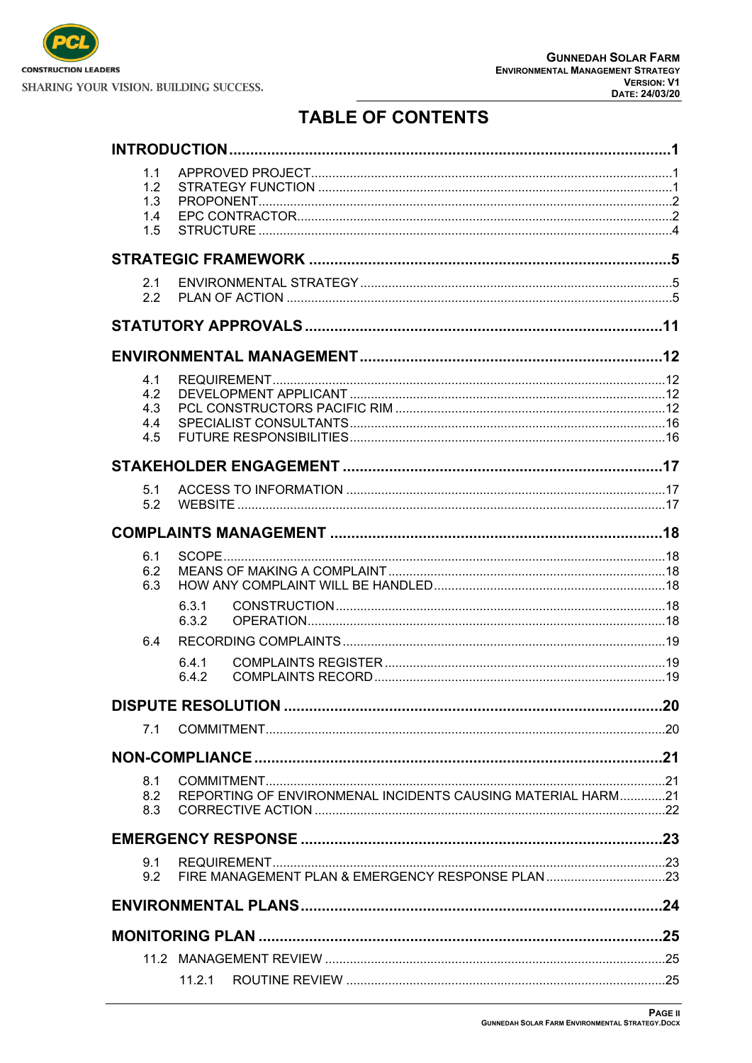# TABLE OF CONTENTS

**INTRODUCTION** ..... 1

- 1.1 APPROVED PROJECT ..... 1
- 1.2 STRATEGY FUNCTION ..... 1
- 1.3 PROPONENT ..... 2
- 1.4 EPC CONTRACTOR ..... 2
- 1.5 STRUCTURE ..... 4

**STRATEGIC FRAMEWORK** ..... 5

- 2.1 ENVIRONMENTAL STRATEGY ..... 5
- 2.2 PLAN OF ACTION ..... 5

**STATUTORY APPROVALS** ..... 11

**ENVIRONMENTAL MANAGEMENT** ..... 12

- 4.1 REQUIREMENT ..... 12
- 4.2 DEVELOPMENT APPLICANT ..... 12
- 4.3 PCL CONSTRUCTORS PACIFIC RIM ..... 12
- 4.4 SPECIALIST CONSULTANTS ..... 16
- 4.5 FUTURE RESPONSIBILITIES ..... 16

**STAKEHOLDER ENGAGEMENT** ..... 17

- 5.1 ACCESS TO INFORMATION ..... 17
- 5.2 WEBSITE ..... 17

**COMPLAINTS MANAGEMENT** ..... 18

- 6.1 SCOPE ..... 18
- 6.2 MEANS OF MAKING A COMPLAINT ..... 18
- 6.3 HOW ANY COMPLAINT WILL BE HANDLED ..... 18
  - 6.3.1 CONSTRUCTION ..... 18
  - 6.3.2 OPERATION ..... 18
- 6.4 RECORDING COMPLAINTS ..... 19
  - 6.4.1 COMPLAINTS REGISTER ..... 19
  - 6.4.2 COMPLAINTS RECORD ..... 19

**DISPUTE RESOLUTION** ..... 20

- 7.1 COMMITMENT ..... 20

**NON-COMPLIANCE** ..... 21

- 8.1 COMMITMENT ..... 21
- 8.2 REPORTING OF ENVIRONMENAL INCIDENTS CAUSING MATERIAL HARM ..... 21
- 8.3 CORRECTIVE ACTION ..... 22

**EMERGENCY RESPONSE** ..... 23

- 9.1 REQUIREMENT ..... 23
- 9.2 FIRE MANAGEMENT PLAN & EMERGENCY RESPONSE PLAN ..... 23

**ENVIRONMENTAL PLANS** ..... 24

**MONITORING PLAN** ..... 25

- 11.2 MANAGEMENT REVIEW ..... 25
  - 11.2.1 ROUTINE REVIEW ..... 25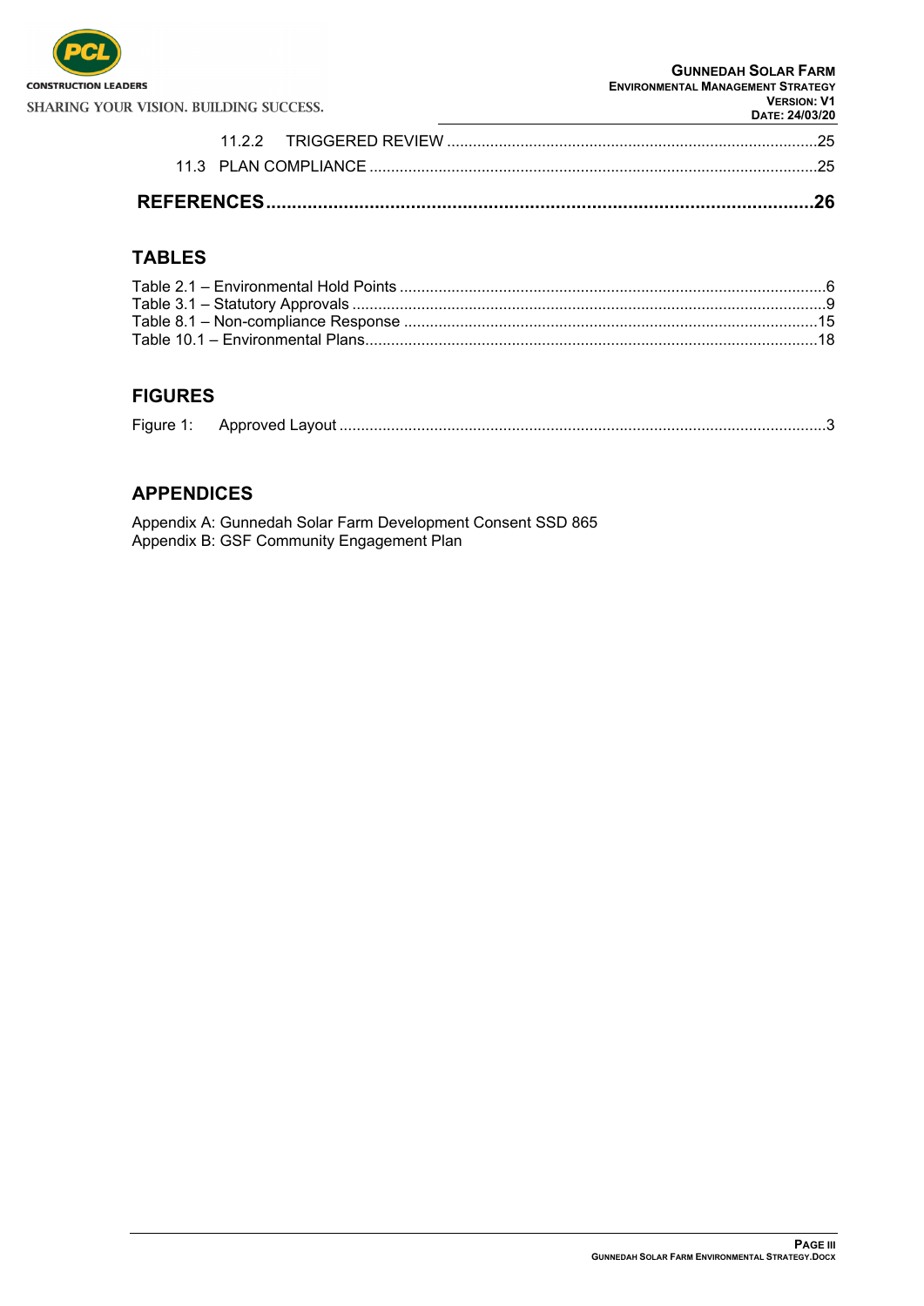11.2.2 TRIGGERED REVIEW .....................................................................................25

11.3 PLAN COMPLIANCE .......................................................................................................25

**REFERENCES..........................................................................................................26**

## TABLES

Table 2.1 – Environmental Hold Points ..................................................................................6
Table 3.1 – Statutory Approvals .............................................................................................9
Table 8.1 – Non-compliance Response ................................................................................15
Table 10.1 – Environmental Plans........................................................................................18

## FIGURES

Figure 1: Approved Layout ...............................................................................................3

## APPENDICES

Appendix A: Gunnedah Solar Farm Development Consent SSD 865
Appendix B: GSF Community Engagement Plan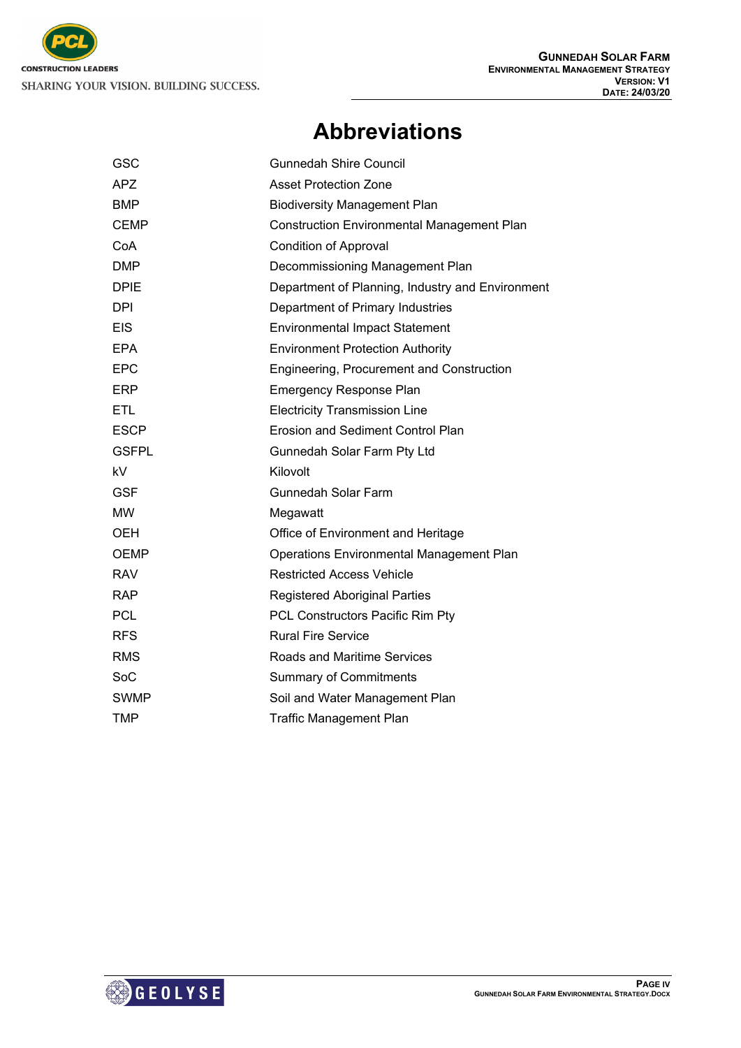# Abbreviations

| | |
|---|---|
| GSC | Gunnedah Shire Council |
| APZ | Asset Protection Zone |
| BMP | Biodiversity Management Plan |
| CEMP | Construction Environmental Management Plan |
| CoA | Condition of Approval |
| DMP | Decommissioning Management Plan |
| DPIE | Department of Planning, Industry and Environment |
| DPI | Department of Primary Industries |
| EIS | Environmental Impact Statement |
| EPA | Environment Protection Authority |
| EPC | Engineering, Procurement and Construction |
| ERP | Emergency Response Plan |
| ETL | Electricity Transmission Line |
| ESCP | Erosion and Sediment Control Plan |
| GSFPL | Gunnedah Solar Farm Pty Ltd |
| kV | Kilovolt |
| GSF | Gunnedah Solar Farm |
| MW | Megawatt |
| OEH | Office of Environment and Heritage |
| OEMP | Operations Environmental Management Plan |
| RAV | Restricted Access Vehicle |
| RAP | Registered Aboriginal Parties |
| PCL | PCL Constructors Pacific Rim Pty |
| RFS | Rural Fire Service |
| RMS | Roads and Maritime Services |
| SoC | Summary of Commitments |
| SWMP | Soil and Water Management Plan |
| TMP | Traffic Management Plan |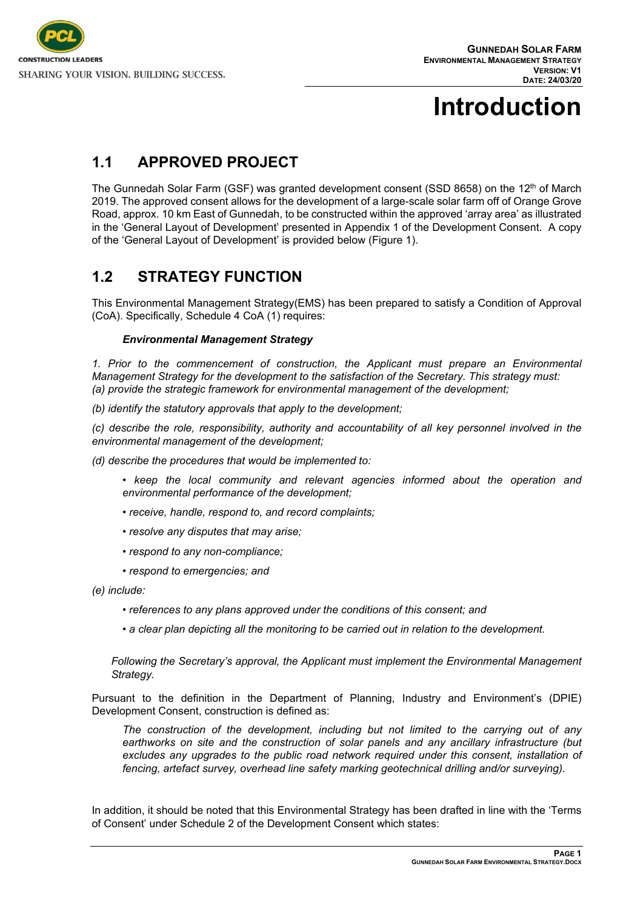# Introduction

## 1.1 APPROVED PROJECT

The Gunnedah Solar Farm (GSF) was granted development consent (SSD 8658) on the 12th of March 2019. The approved consent allows for the development of a large-scale solar farm off of Orange Grove Road, approx. 10 km East of Gunnedah, to be constructed within the approved 'array area' as illustrated in the 'General Layout of Development' presented in Appendix 1 of the Development Consent. A copy of the 'General Layout of Development' is provided below (Figure 1).

## 1.2 STRATEGY FUNCTION

This Environmental Management Strategy(EMS) has been prepared to satisfy a Condition of Approval (CoA). Specifically, Schedule 4 CoA (1) requires:

> ***Environmental Management Strategy***
>
> *1. Prior to the commencement of construction, the Applicant must prepare an Environmental Management Strategy for the development to the satisfaction of the Secretary. This strategy must:*
> *(a) provide the strategic framework for environmental management of the development;*
>
> *(b) identify the statutory approvals that apply to the development;*
>
> *(c) describe the role, responsibility, authority and accountability of all key personnel involved in the environmental management of the development;*
>
> *(d) describe the procedures that would be implemented to:*
>
> - *keep the local community and relevant agencies informed about the operation and environmental performance of the development;*
> - *receive, handle, respond to, and record complaints;*
> - *resolve any disputes that may arise;*
> - *respond to any non-compliance;*
> - *respond to emergencies; and*
>
> *(e) include:*
>
> - *references to any plans approved under the conditions of this consent; and*
> - *a clear plan depicting all the monitoring to be carried out in relation to the development.*
>
> *Following the Secretary's approval, the Applicant must implement the Environmental Management Strategy.*

Pursuant to the definition in the Department of Planning, Industry and Environment's (DPIE) Development Consent, construction is defined as:

> *The construction of the development, including but not limited to the carrying out of any earthworks on site and the construction of solar panels and any ancillary infrastructure (but excludes any upgrades to the public road network required under this consent, installation of fencing, artefact survey, overhead line safety marking geotechnical drilling and/or surveying).*

In addition, it should be noted that this Environmental Strategy has been drafted in line with the 'Terms of Consent' under Schedule 2 of the Development Consent which states: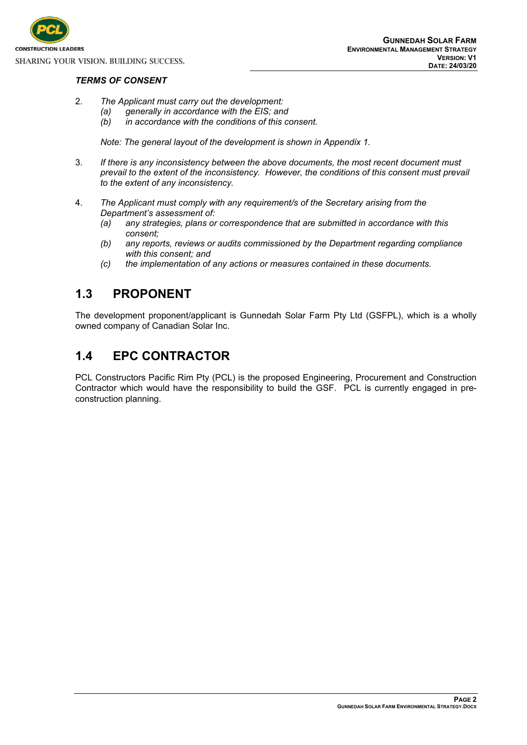***TERMS OF CONSENT***

2. *The Applicant must carry out the development:*
   - *(a) generally in accordance with the EIS; and*
   - *(b) in accordance with the conditions of this consent.*

   *Note: The general layout of the development is shown in Appendix 1.*

3. *If there is any inconsistency between the above documents, the most recent document must prevail to the extent of the inconsistency. However, the conditions of this consent must prevail to the extent of any inconsistency.*

4. *The Applicant must comply with any requirement/s of the Secretary arising from the Department's assessment of:*
   - *(a) any strategies, plans or correspondence that are submitted in accordance with this consent;*
   - *(b) any reports, reviews or audits commissioned by the Department regarding compliance with this consent; and*
   - *(c) the implementation of any actions or measures contained in these documents.*

## 1.3 PROPONENT

The development proponent/applicant is Gunnedah Solar Farm Pty Ltd (GSFPL), which is a wholly owned company of Canadian Solar Inc.

## 1.4 EPC CONTRACTOR

PCL Constructors Pacific Rim Pty (PCL) is the proposed Engineering, Procurement and Construction Contractor which would have the responsibility to build the GSF. PCL is currently engaged in pre-construction planning.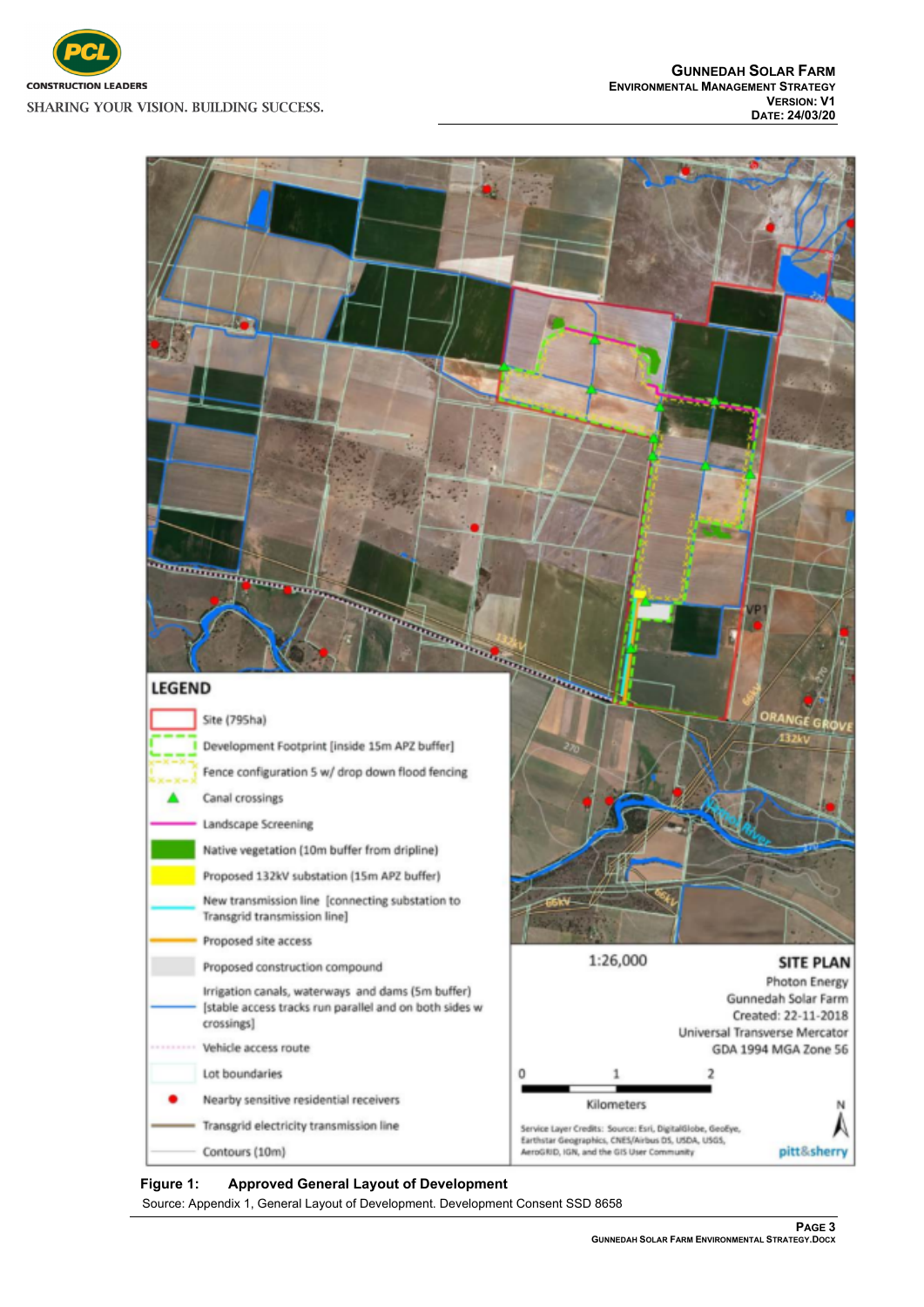LEGEND

- Site (795ha)
- Development Footprint [inside 15m APZ buffer]
- Fence configuration 5 w/ drop down flood fencing
- Canal crossings
- Landscape Screening
- Native vegetation (10m buffer from dripline)
- Proposed 132kV substation (15m APZ buffer)
- New transmission line [connecting substation to Transgrid transmission line]
- Proposed site access
- Proposed construction compound
- Irrigation canals, waterways and dams (5m buffer) [stable access tracks run parallel and on both sides w crossings]
- Vehicle access route
- Lot boundaries
- Nearby sensitive residential receivers
- Transgrid electricity transmission line
- Contours (10m)

1:26,000

0 1 2
Kilometers

SITE PLAN
Photon Energy
Gunnedah Solar Farm
Created: 22-11-2018
Universal Transverse Mercator
GDA 1994 MGA Zone 56

Service Layer Credits: Source: Esri, DigitalGlobe, GeoEye, Earthstar Geographics, CNES/Airbus DS, USDA, USGS, AeroGRID, IGN, and the GIS User Community

pitt&sherry

**Figure 1: Approved General Layout of Development**

Source: Appendix 1, General Layout of Development. Development Consent SSD 8658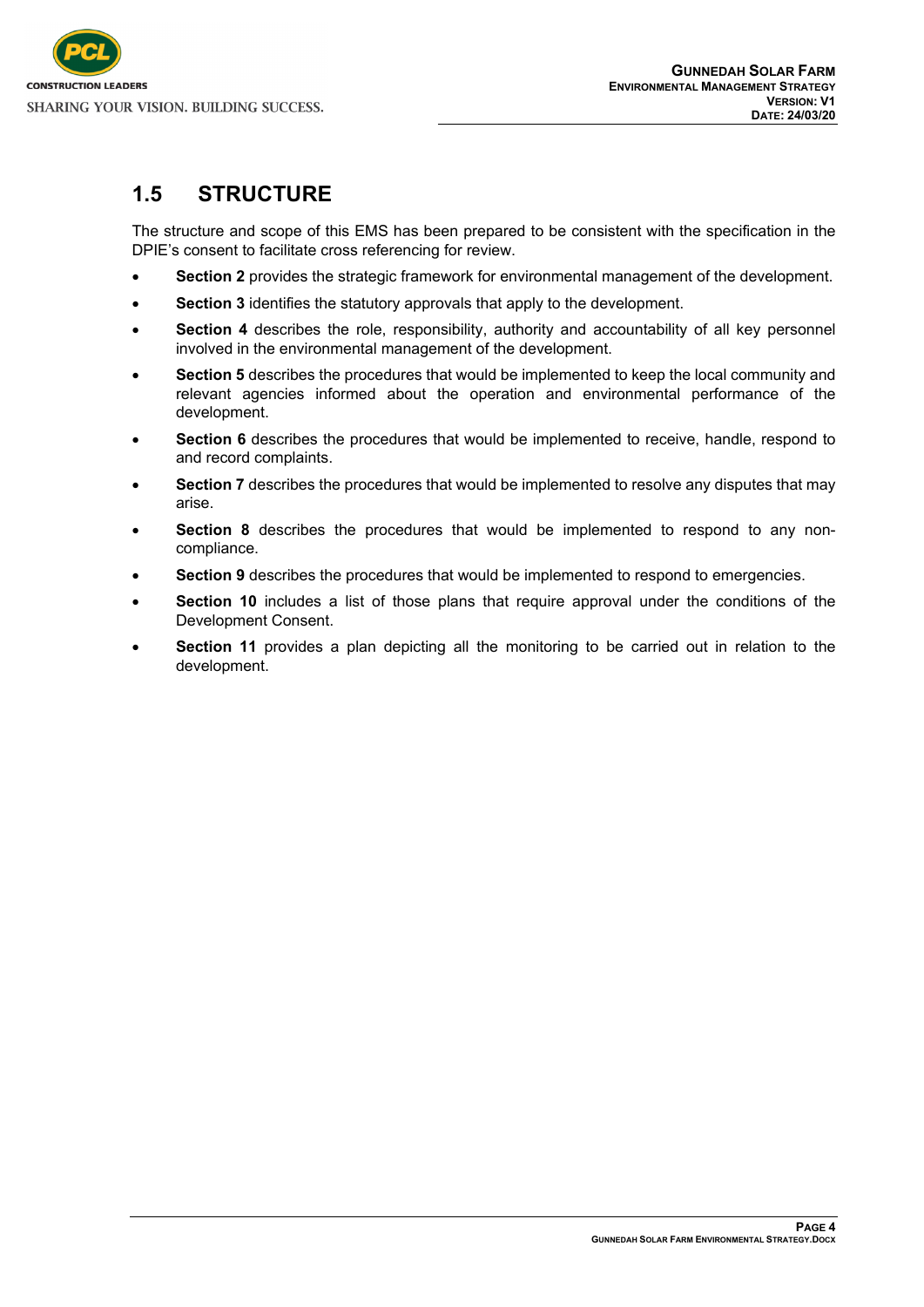## 1.5 STRUCTURE

The structure and scope of this EMS has been prepared to be consistent with the specification in the DPIE's consent to facilitate cross referencing for review.

- **Section 2** provides the strategic framework for environmental management of the development.
- **Section 3** identifies the statutory approvals that apply to the development.
- **Section 4** describes the role, responsibility, authority and accountability of all key personnel involved in the environmental management of the development.
- **Section 5** describes the procedures that would be implemented to keep the local community and relevant agencies informed about the operation and environmental performance of the development.
- **Section 6** describes the procedures that would be implemented to receive, handle, respond to and record complaints.
- **Section 7** describes the procedures that would be implemented to resolve any disputes that may arise.
- **Section 8** describes the procedures that would be implemented to respond to any non-compliance.
- **Section 9** describes the procedures that would be implemented to respond to emergencies.
- **Section 10** includes a list of those plans that require approval under the conditions of the Development Consent.
- **Section 11** provides a plan depicting all the monitoring to be carried out in relation to the development.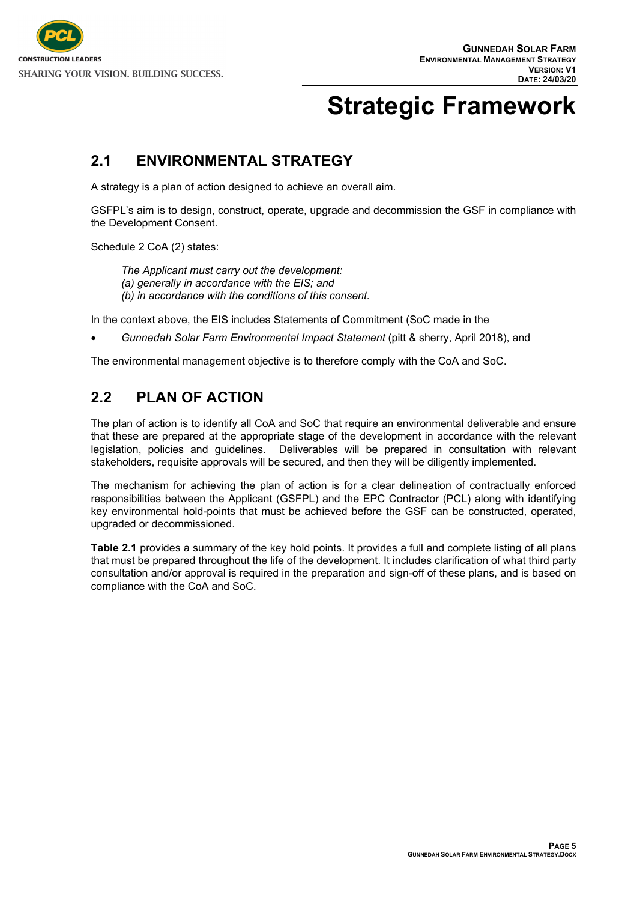# Strategic Framework

## 2.1 ENVIRONMENTAL STRATEGY

A strategy is a plan of action designed to achieve an overall aim.

GSFPL's aim is to design, construct, operate, upgrade and decommission the GSF in compliance with the Development Consent.

Schedule 2 CoA (2) states:

> *The Applicant must carry out the development:*
> *(a) generally in accordance with the EIS; and*
> *(b) in accordance with the conditions of this consent.*

In the context above, the EIS includes Statements of Commitment (SoC made in the

- *Gunnedah Solar Farm Environmental Impact Statement* (pitt & sherry, April 2018), and

The environmental management objective is to therefore comply with the CoA and SoC.

## 2.2 PLAN OF ACTION

The plan of action is to identify all CoA and SoC that require an environmental deliverable and ensure that these are prepared at the appropriate stage of the development in accordance with the relevant legislation, policies and guidelines. Deliverables will be prepared in consultation with relevant stakeholders, requisite approvals will be secured, and then they will be diligently implemented.

The mechanism for achieving the plan of action is for a clear delineation of contractually enforced responsibilities between the Applicant (GSFPL) and the EPC Contractor (PCL) along with identifying key environmental hold-points that must be achieved before the GSF can be constructed, operated, upgraded or decommissioned.

**Table 2.1** provides a summary of the key hold points. It provides a full and complete listing of all plans that must be prepared throughout the life of the development. It includes clarification of what third party consultation and/or approval is required in the preparation and sign-off of these plans, and is based on compliance with the CoA and SoC.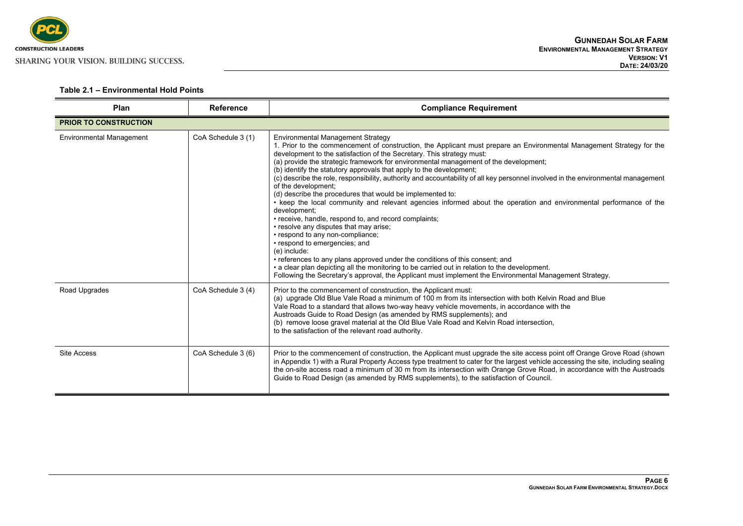**Table 2.1 – Environmental Hold Points**

| Plan | Reference | Compliance Requirement |
|---|---|---|
| **PRIOR TO CONSTRUCTION** | | |
| Environmental Management | CoA Schedule 3 (1) | Environmental Management Strategy<br>1. Prior to the commencement of construction, the Applicant must prepare an Environmental Management Strategy for the development to the satisfaction of the Secretary. This strategy must:<br>(a) provide the strategic framework for environmental management of the development;<br>(b) identify the statutory approvals that apply to the development;<br>(c) describe the role, responsibility, authority and accountability of all key personnel involved in the environmental management of the development;<br>(d) describe the procedures that would be implemented to:<br>• keep the local community and relevant agencies informed about the operation and environmental performance of the development;<br>• receive, handle, respond to, and record complaints;<br>• resolve any disputes that may arise;<br>• respond to any non-compliance;<br>• respond to emergencies; and<br>(e) include:<br>• references to any plans approved under the conditions of this consent; and<br>• a clear plan depicting all the monitoring to be carried out in relation to the development.<br>Following the Secretary's approval, the Applicant must implement the Environmental Management Strategy. |
| Road Upgrades | CoA Schedule 3 (4) | Prior to the commencement of construction, the Applicant must:<br>(a) upgrade Old Blue Vale Road a minimum of 100 m from its intersection with both Kelvin Road and Blue Vale Road to a standard that allows two-way heavy vehicle movements, in accordance with the Austroads Guide to Road Design (as amended by RMS supplements); and<br>(b) remove loose gravel material at the Old Blue Vale Road and Kelvin Road intersection,<br>to the satisfaction of the relevant road authority. |
| Site Access | CoA Schedule 3 (6) | Prior to the commencement of construction, the Applicant must upgrade the site access point off Orange Grove Road (shown in Appendix 1) with a Rural Property Access type treatment to cater for the largest vehicle accessing the site, including sealing the on-site access road a minimum of 30 m from its intersection with Orange Grove Road, in accordance with the Austroads Guide to Road Design (as amended by RMS supplements), to the satisfaction of Council. |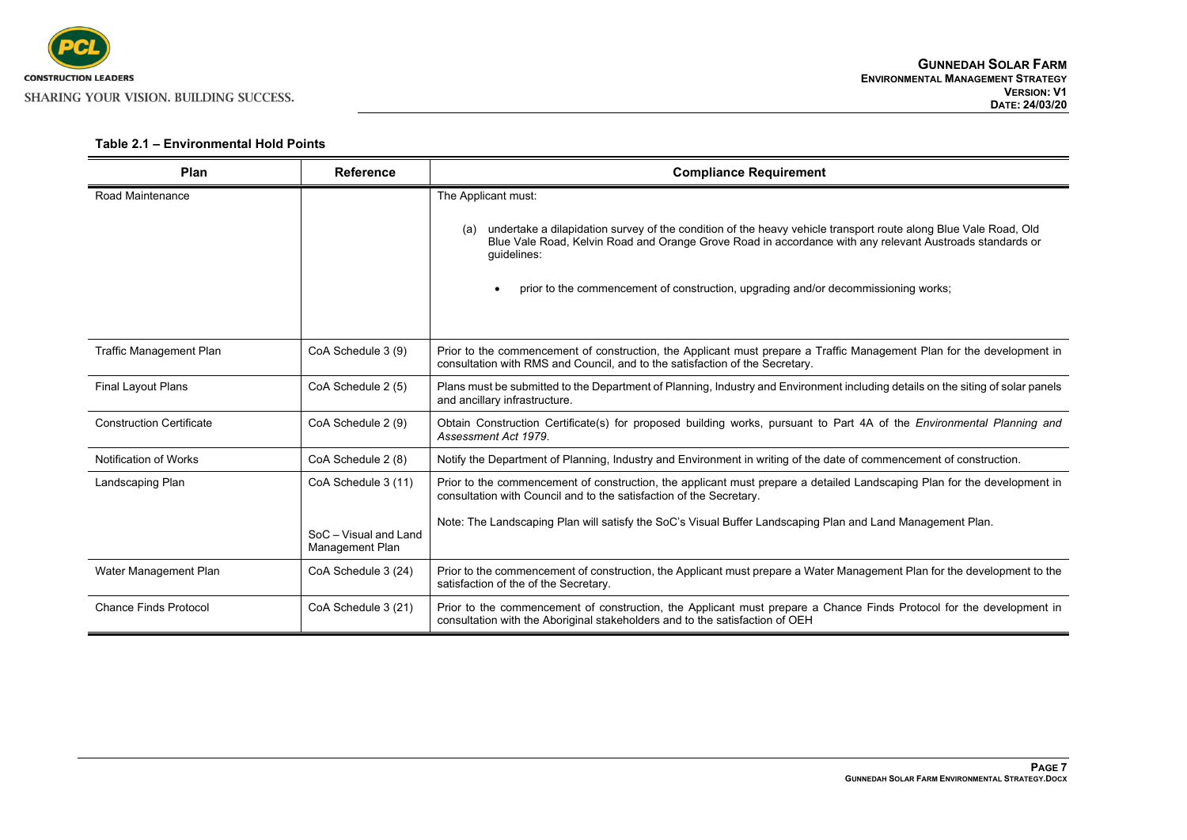**Table 2.1 – Environmental Hold Points**

| Plan | Reference | Compliance Requirement |
|---|---|---|
| Road Maintenance | | The Applicant must:<br><br>(a) undertake a dilapidation survey of the condition of the heavy vehicle transport route along Blue Vale Road, Old Blue Vale Road, Kelvin Road and Orange Grove Road in accordance with any relevant Austroads standards or guidelines:<br><br>• prior to the commencement of construction, upgrading and/or decommissioning works; |
| Traffic Management Plan | CoA Schedule 3 (9) | Prior to the commencement of construction, the Applicant must prepare a Traffic Management Plan for the development in consultation with RMS and Council, and to the satisfaction of the Secretary. |
| Final Layout Plans | CoA Schedule 2 (5) | Plans must be submitted to the Department of Planning, Industry and Environment including details on the siting of solar panels and ancillary infrastructure. |
| Construction Certificate | CoA Schedule 2 (9) | Obtain Construction Certificate(s) for proposed building works, pursuant to Part 4A of the *Environmental Planning and Assessment Act 1979*. |
| Notification of Works | CoA Schedule 2 (8) | Notify the Department of Planning, Industry and Environment in writing of the date of commencement of construction. |
| Landscaping Plan | CoA Schedule 3 (11)<br><br>SoC – Visual and Land Management Plan | Prior to the commencement of construction, the applicant must prepare a detailed Landscaping Plan for the development in consultation with Council and to the satisfaction of the Secretary.<br><br>Note: The Landscaping Plan will satisfy the SoC's Visual Buffer Landscaping Plan and Land Management Plan. |
| Water Management Plan | CoA Schedule 3 (24) | Prior to the commencement of construction, the Applicant must prepare a Water Management Plan for the development to the satisfaction of the of the Secretary. |
| Chance Finds Protocol | CoA Schedule 3 (21) | Prior to the commencement of construction, the Applicant must prepare a Chance Finds Protocol for the development in consultation with the Aboriginal stakeholders and to the satisfaction of OEH |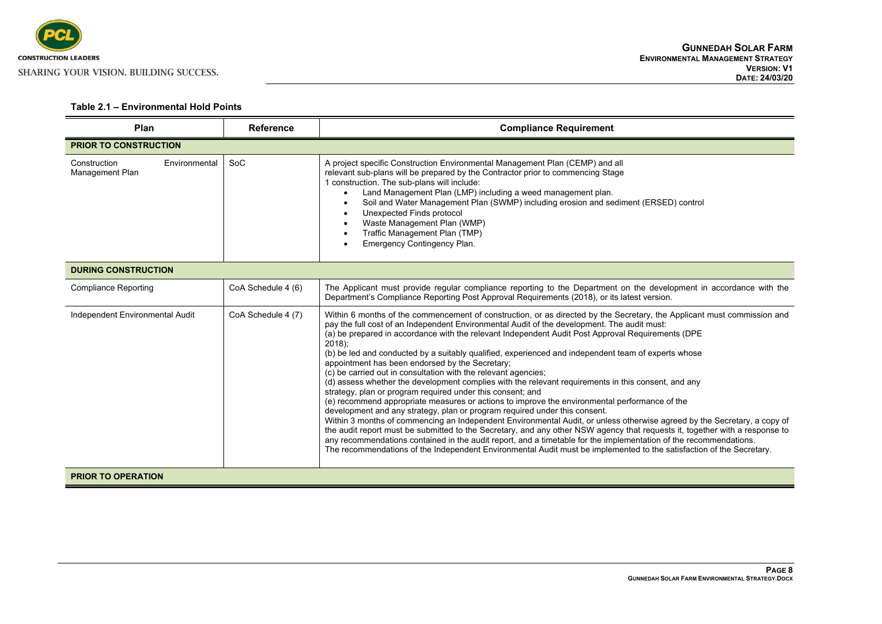**Table 2.1 – Environmental Hold Points**

| Plan | Reference | Compliance Requirement |
|---|---|---|
| **PRIOR TO CONSTRUCTION** | | |
| Construction Environmental Management Plan | SoC | A project specific Construction Environmental Management Plan (CEMP) and all relevant sub-plans will be prepared by the Contractor prior to commencing Stage 1 construction. The sub-plans will include:<br>• Land Management Plan (LMP) including a weed management plan.<br>• Soil and Water Management Plan (SWMP) including erosion and sediment (ERSED) control<br>• Unexpected Finds protocol<br>• Waste Management Plan (WMP)<br>• Traffic Management Plan (TMP)<br>• Emergency Contingency Plan. |
| **DURING CONSTRUCTION** | | |
| Compliance Reporting | CoA Schedule 4 (6) | The Applicant must provide regular compliance reporting to the Department on the development in accordance with the Department's Compliance Reporting Post Approval Requirements (2018), or its latest version. |
| Independent Environmental Audit | CoA Schedule 4 (7) | Within 6 months of the commencement of construction, or as directed by the Secretary, the Applicant must commission and pay the full cost of an Independent Environmental Audit of the development. The audit must:<br>(a) be prepared in accordance with the relevant Independent Audit Post Approval Requirements (DPE 2018);<br>(b) be led and conducted by a suitably qualified, experienced and independent team of experts whose appointment has been endorsed by the Secretary;<br>(c) be carried out in consultation with the relevant agencies;<br>(d) assess whether the development complies with the relevant requirements in this consent, and any strategy, plan or program required under this consent; and<br>(e) recommend appropriate measures or actions to improve the environmental performance of the development and any strategy, plan or program required under this consent.<br>Within 3 months of commencing an Independent Environmental Audit, or unless otherwise agreed by the Secretary, a copy of the audit report must be submitted to the Secretary, and any other NSW agency that requests it, together with a response to any recommendations contained in the audit report, and a timetable for the implementation of the recommendations.<br>The recommendations of the Independent Environmental Audit must be implemented to the satisfaction of the Secretary. |
| **PRIOR TO OPERATION** | | |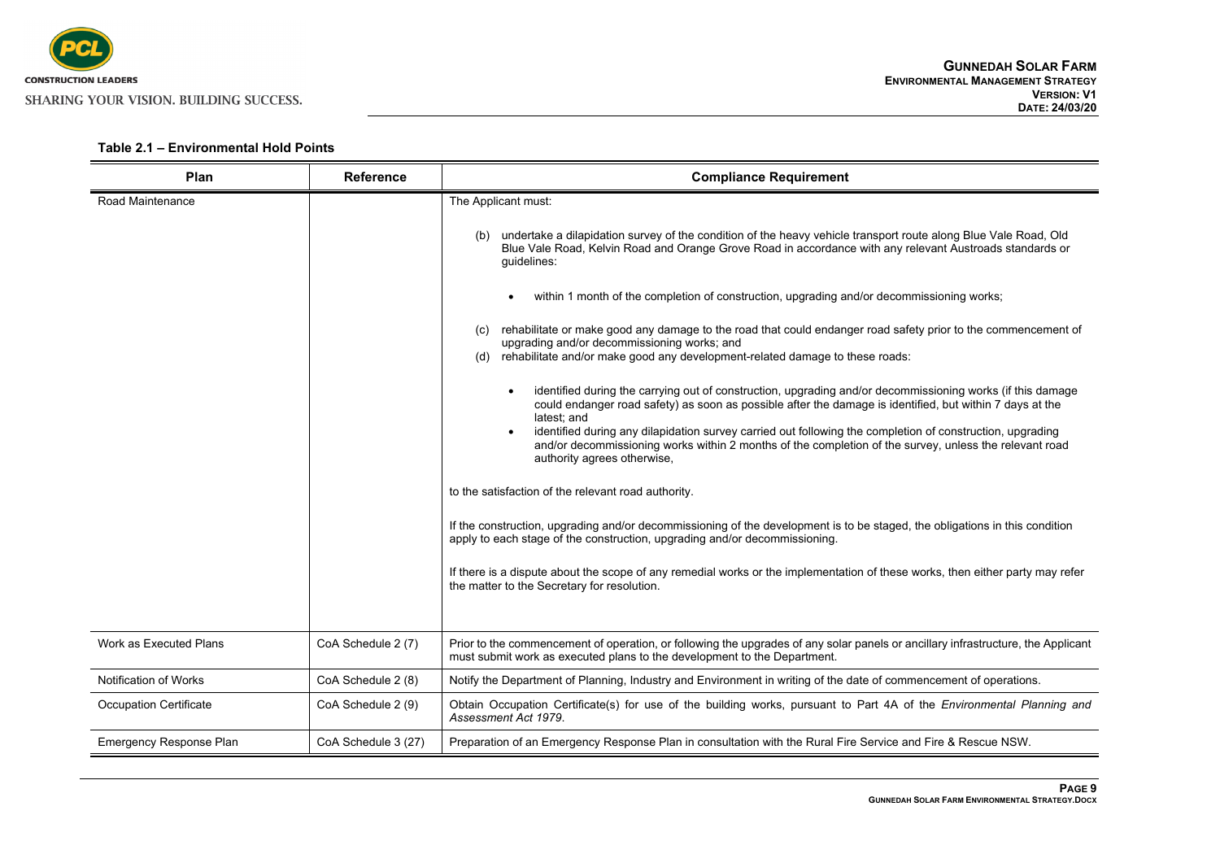**Table 2.1 – Environmental Hold Points**

| Plan | Reference | Compliance Requirement |
| --- | --- | --- |
| Road Maintenance | | The Applicant must:<br><br>(b) undertake a dilapidation survey of the condition of the heavy vehicle transport route along Blue Vale Road, Old Blue Vale Road, Kelvin Road and Orange Grove Road in accordance with any relevant Austroads standards or guidelines:<br><br>• within 1 month of the completion of construction, upgrading and/or decommissioning works;<br><br>(c) rehabilitate or make good any damage to the road that could endanger road safety prior to the commencement of upgrading and/or decommissioning works; and<br>(d) rehabilitate and/or make good any development-related damage to these roads:<br><br>• identified during the carrying out of construction, upgrading and/or decommissioning works (if this damage could endanger road safety) as soon as possible after the damage is identified, but within 7 days at the latest; and<br>• identified during any dilapidation survey carried out following the completion of construction, upgrading and/or decommissioning works within 2 months of the completion of the survey, unless the relevant road authority agrees otherwise,<br><br>to the satisfaction of the relevant road authority.<br><br>If the construction, upgrading and/or decommissioning of the development is to be staged, the obligations in this condition apply to each stage of the construction, upgrading and/or decommissioning.<br><br>If there is a dispute about the scope of any remedial works or the implementation of these works, then either party may refer the matter to the Secretary for resolution. |
| Work as Executed Plans | CoA Schedule 2 (7) | Prior to the commencement of operation, or following the upgrades of any solar panels or ancillary infrastructure, the Applicant must submit work as executed plans to the development to the Department. |
| Notification of Works | CoA Schedule 2 (8) | Notify the Department of Planning, Industry and Environment in writing of the date of commencement of operations. |
| Occupation Certificate | CoA Schedule 2 (9) | Obtain Occupation Certificate(s) for use of the building works, pursuant to Part 4A of the *Environmental Planning and Assessment Act 1979*. |
| Emergency Response Plan | CoA Schedule 3 (27) | Preparation of an Emergency Response Plan in consultation with the Rural Fire Service and Fire & Rescue NSW. |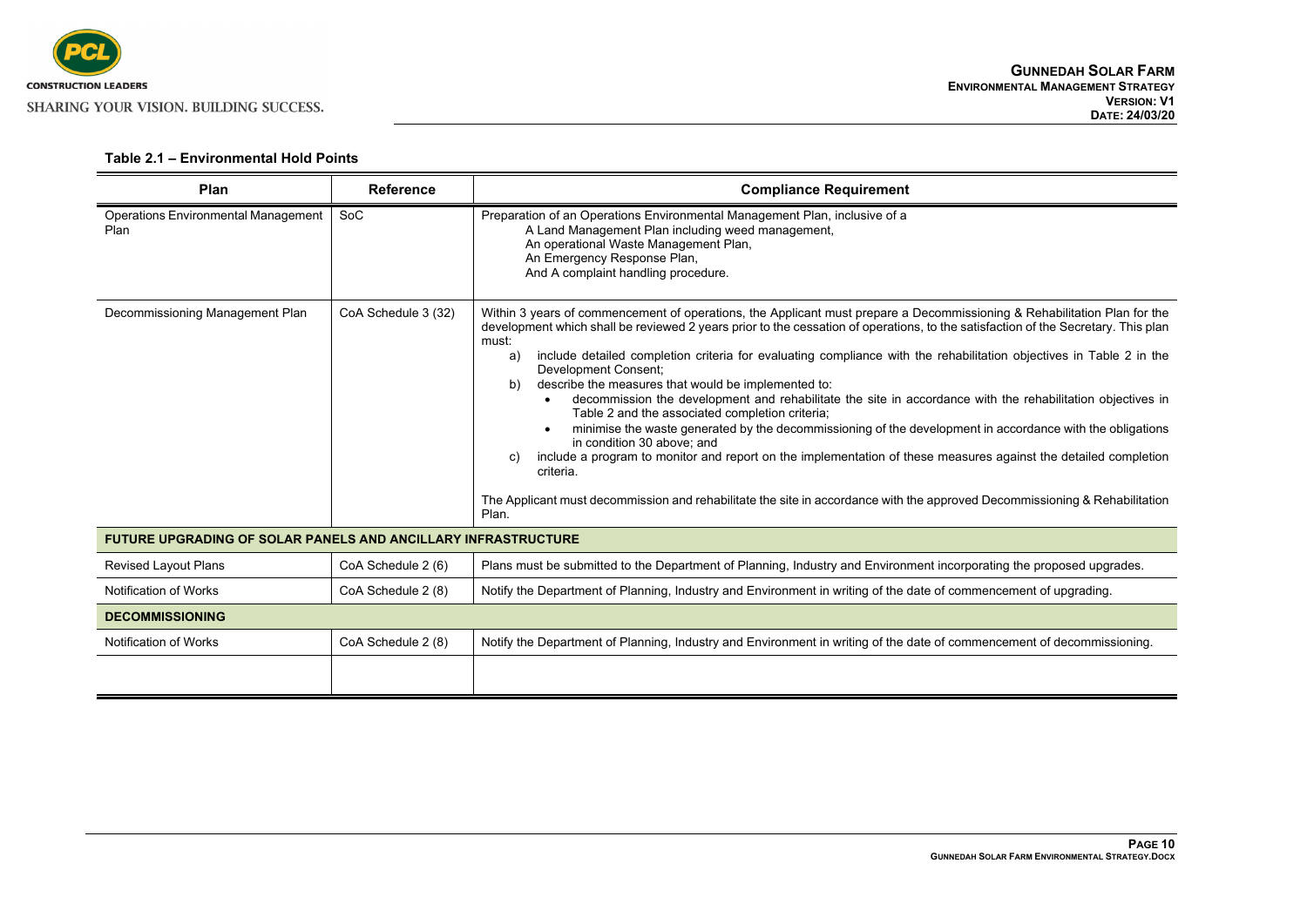**Table 2.1 – Environmental Hold Points**

| Plan | Reference | Compliance Requirement |
|---|---|---|
| Operations Environmental Management Plan | SoC | Preparation of an Operations Environmental Management Plan, inclusive of a<br>A Land Management Plan including weed management,<br>An operational Waste Management Plan,<br>An Emergency Response Plan,<br>And A complaint handling procedure. |
| Decommissioning Management Plan | CoA Schedule 3 (32) | Within 3 years of commencement of operations, the Applicant must prepare a Decommissioning & Rehabilitation Plan for the development which shall be reviewed 2 years prior to the cessation of operations, to the satisfaction of the Secretary. This plan must:<br>a) include detailed completion criteria for evaluating compliance with the rehabilitation objectives in Table 2 in the Development Consent;<br>b) describe the measures that would be implemented to:<br>• decommission the development and rehabilitate the site in accordance with the rehabilitation objectives in Table 2 and the associated completion criteria;<br>• minimise the waste generated by the decommissioning of the development in accordance with the obligations in condition 30 above; and<br>c) include a program to monitor and report on the implementation of these measures against the detailed completion criteria.<br><br>The Applicant must decommission and rehabilitate the site in accordance with the approved Decommissioning & Rehabilitation Plan. |
| **FUTURE UPGRADING OF SOLAR PANELS AND ANCILLARY INFRASTRUCTURE** | | |
| Revised Layout Plans | CoA Schedule 2 (6) | Plans must be submitted to the Department of Planning, Industry and Environment incorporating the proposed upgrades. |
| Notification of Works | CoA Schedule 2 (8) | Notify the Department of Planning, Industry and Environment in writing of the date of commencement of upgrading. |
| **DECOMMISSIONING** | | |
| Notification of Works | CoA Schedule 2 (8) | Notify the Department of Planning, Industry and Environment in writing of the date of commencement of decommissioning. |
| | | |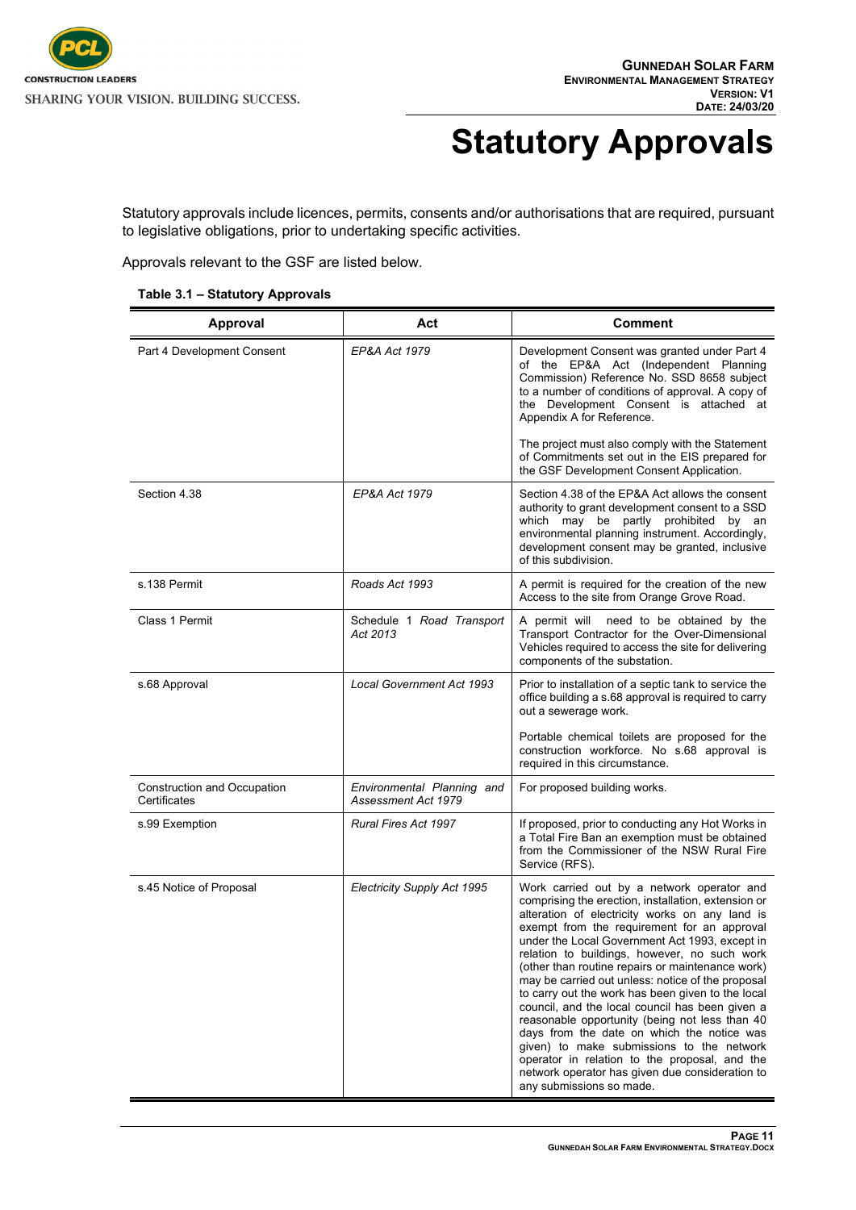# Statutory Approvals

Statutory approvals include licences, permits, consents and/or authorisations that are required, pursuant to legislative obligations, prior to undertaking specific activities.

Approvals relevant to the GSF are listed below.

**Table 3.1 – Statutory Approvals**

| Approval | Act | Comment |
|---|---|---|
| Part 4 Development Consent | *EP&A Act 1979* | Development Consent was granted under Part 4 of the EP&A Act (Independent Planning Commission) Reference No. SSD 8658 subject to a number of conditions of approval. A copy of the Development Consent is attached at Appendix A for Reference.<br><br>The project must also comply with the Statement of Commitments set out in the EIS prepared for the GSF Development Consent Application. |
| Section 4.38 | *EP&A Act 1979* | Section 4.38 of the EP&A Act allows the consent authority to grant development consent to a SSD which may be partly prohibited by an environmental planning instrument. Accordingly, development consent may be granted, inclusive of this subdivision. |
| s.138 Permit | *Roads Act 1993* | A permit is required for the creation of the new Access to the site from Orange Grove Road. |
| Class 1 Permit | Schedule 1 *Road Transport Act 2013* | A permit will need to be obtained by the Transport Contractor for the Over-Dimensional Vehicles required to access the site for delivering components of the substation. |
| s.68 Approval | *Local Government Act 1993* | Prior to installation of a septic tank to service the office building a s.68 approval is required to carry out a sewerage work.<br><br>Portable chemical toilets are proposed for the construction workforce. No s.68 approval is required in this circumstance. |
| Construction and Occupation Certificates | *Environmental Planning and Assessment Act 1979* | For proposed building works. |
| s.99 Exemption | *Rural Fires Act 1997* | If proposed, prior to conducting any Hot Works in a Total Fire Ban an exemption must be obtained from the Commissioner of the NSW Rural Fire Service (RFS). |
| s.45 Notice of Proposal | *Electricity Supply Act 1995* | Work carried out by a network operator and comprising the erection, installation, extension or alteration of electricity works on any land is exempt from the requirement for an approval under the Local Government Act 1993, except in relation to buildings, however, no such work (other than routine repairs or maintenance work) may be carried out unless: notice of the proposal to carry out the work has been given to the local council, and the local council has been given a reasonable opportunity (being not less than 40 days from the date on which the notice was given) to make submissions to the network operator in relation to the proposal, and the network operator has given due consideration to any submissions so made. |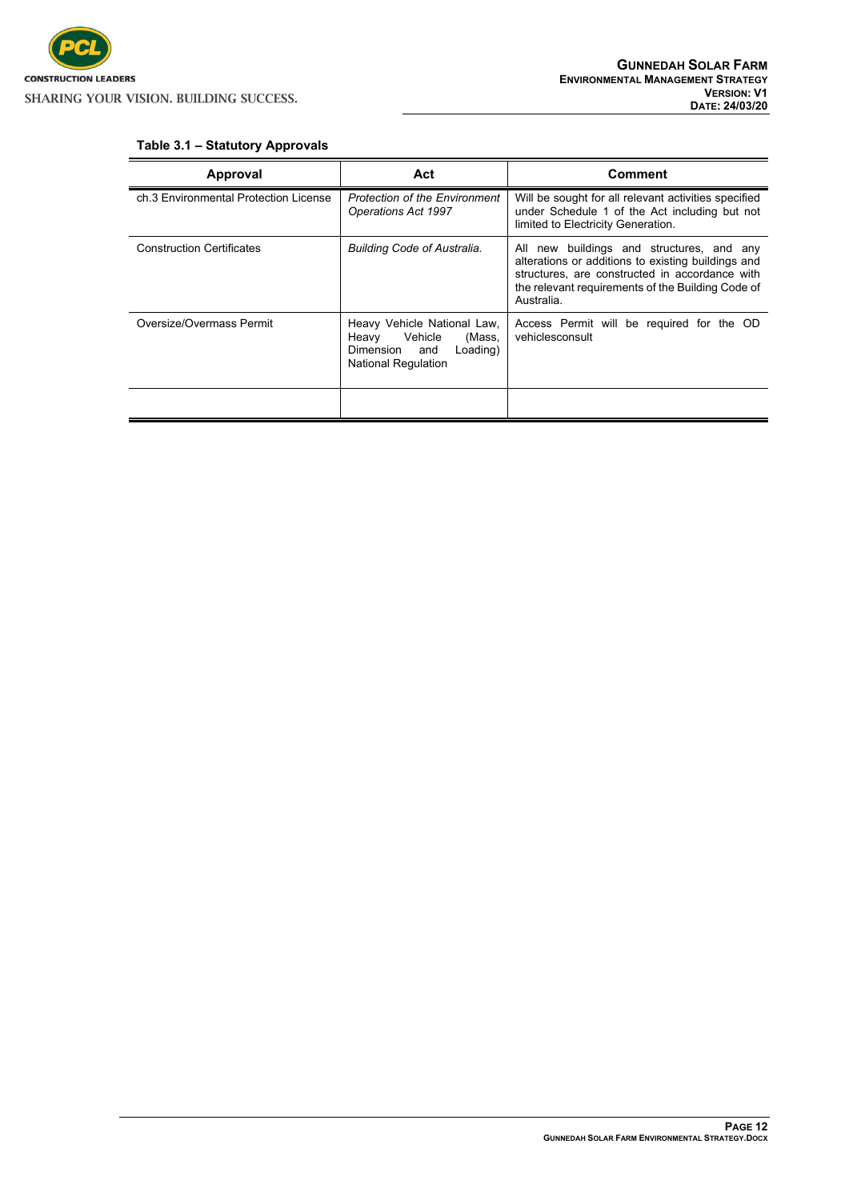**Table 3.1 – Statutory Approvals**

| Approval | Act | Comment |
|---|---|---|
| ch.3 Environmental Protection License | *Protection of the Environment Operations Act 1997* | Will be sought for all relevant activities specified under Schedule 1 of the Act including but not limited to Electricity Generation. |
| Construction Certificates | *Building Code of Australia.* | All new buildings and structures, and any alterations or additions to existing buildings and structures, are constructed in accordance with the relevant requirements of the Building Code of Australia. |
| Oversize/Overmass Permit | Heavy Vehicle National Law, Heavy Vehicle (Mass, Dimension and Loading) National Regulation | Access Permit will be required for the OD vehiclesconsult |
| | | |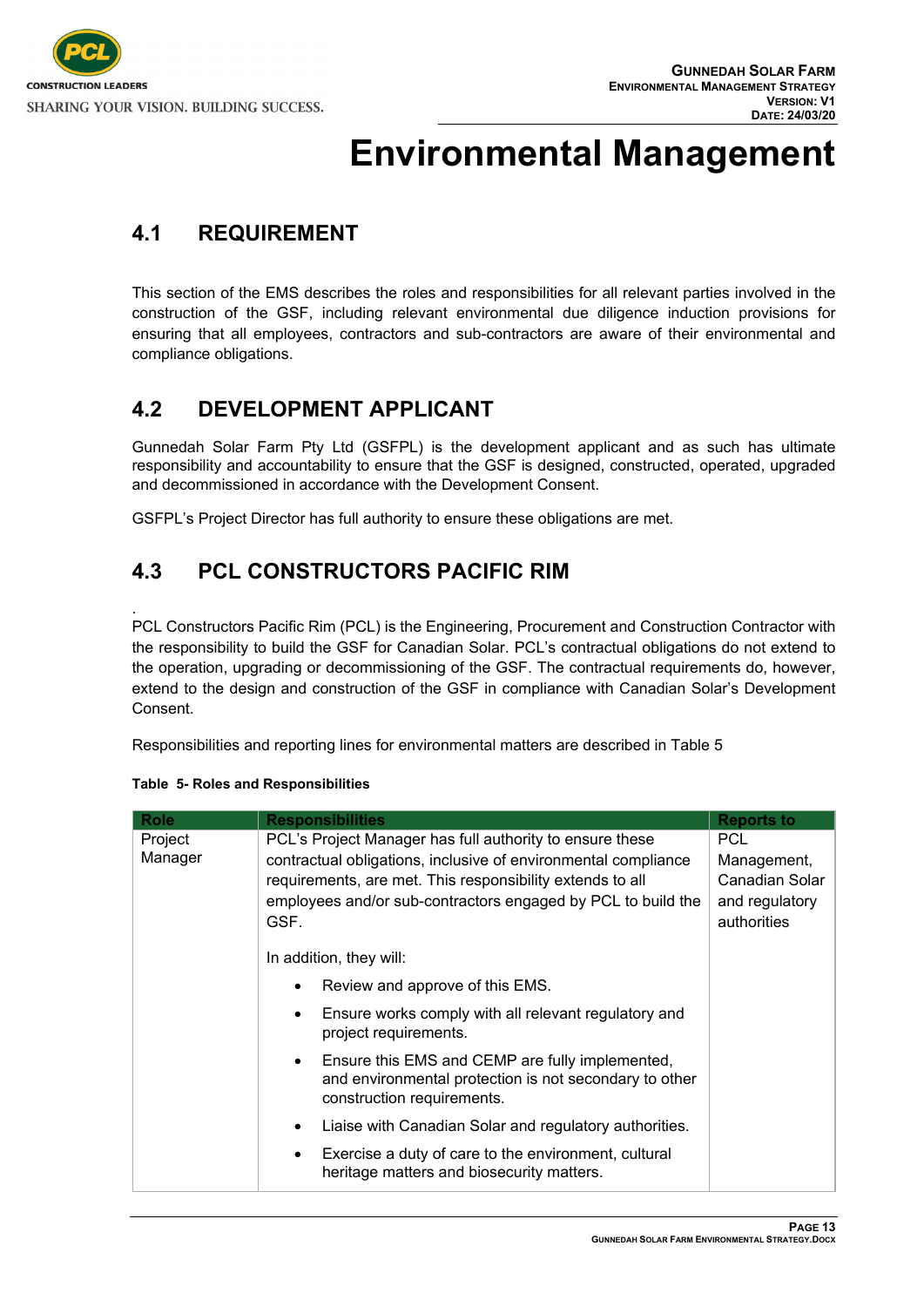# Environmental Management

## 4.1 REQUIREMENT

This section of the EMS describes the roles and responsibilities for all relevant parties involved in the construction of the GSF, including relevant environmental due diligence induction provisions for ensuring that all employees, contractors and sub-contractors are aware of their environmental and compliance obligations.

## 4.2 DEVELOPMENT APPLICANT

Gunnedah Solar Farm Pty Ltd (GSFPL) is the development applicant and as such has ultimate responsibility and accountability to ensure that the GSF is designed, constructed, operated, upgraded and decommissioned in accordance with the Development Consent.

GSFPL's Project Director has full authority to ensure these obligations are met.

## 4.3 PCL CONSTRUCTORS PACIFIC RIM

PCL Constructors Pacific Rim (PCL) is the Engineering, Procurement and Construction Contractor with the responsibility to build the GSF for Canadian Solar. PCL's contractual obligations do not extend to the operation, upgrading or decommissioning of the GSF. The contractual requirements do, however, extend to the design and construction of the GSF in compliance with Canadian Solar's Development Consent.

Responsibilities and reporting lines for environmental matters are described in Table 5

**Table 5- Roles and Responsibilities**

| Role | Responsibilities | Reports to |
|---|---|---|
| Project Manager | PCL's Project Manager has full authority to ensure these contractual obligations, inclusive of environmental compliance requirements, are met. This responsibility extends to all employees and/or sub-contractors engaged by PCL to build the GSF.<br><br>In addition, they will:<br>• Review and approve of this EMS.<br>• Ensure works comply with all relevant regulatory and project requirements.<br>• Ensure this EMS and CEMP are fully implemented, and environmental protection is not secondary to other construction requirements.<br>• Liaise with Canadian Solar and regulatory authorities.<br>• Exercise a duty of care to the environment, cultural heritage matters and biosecurity matters. | PCL Management, Canadian Solar and regulatory authorities |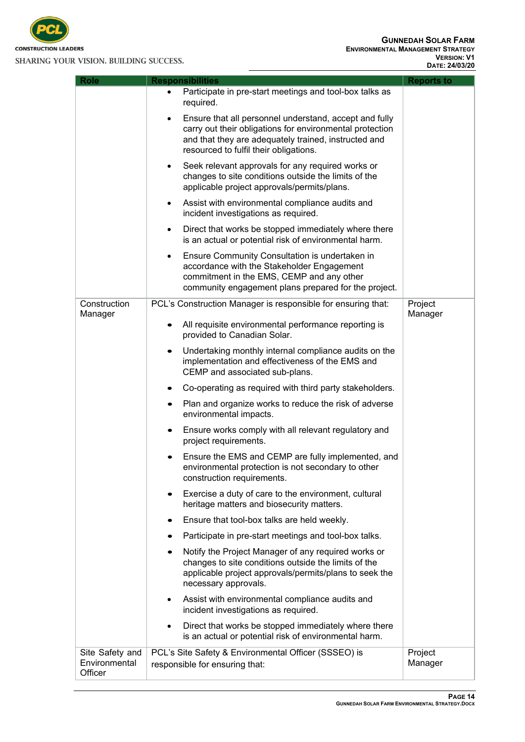| Role | Responsibilities | Reports to |
|---|---|---|
| | • Participate in pre-start meetings and tool-box talks as required.<br>• Ensure that all personnel understand, accept and fully carry out their obligations for environmental protection and that they are adequately trained, instructed and resourced to fulfil their obligations.<br>• Seek relevant approvals for any required works or changes to site conditions outside the limits of the applicable project approvals/permits/plans.<br>• Assist with environmental compliance audits and incident investigations as required.<br>• Direct that works be stopped immediately where there is an actual or potential risk of environmental harm.<br>• Ensure Community Consultation is undertaken in accordance with the Stakeholder Engagement commitment in the EMS, CEMP and any other community engagement plans prepared for the project. | |
| Construction Manager | PCL's Construction Manager is responsible for ensuring that:<br>• All requisite environmental performance reporting is provided to Canadian Solar.<br>• Undertaking monthly internal compliance audits on the implementation and effectiveness of the EMS and CEMP and associated sub-plans.<br>• Co-operating as required with third party stakeholders.<br>• Plan and organize works to reduce the risk of adverse environmental impacts.<br>• Ensure works comply with all relevant regulatory and project requirements.<br>• Ensure the EMS and CEMP are fully implemented, and environmental protection is not secondary to other construction requirements.<br>• Exercise a duty of care to the environment, cultural heritage matters and biosecurity matters.<br>• Ensure that tool-box talks are held weekly.<br>• Participate in pre-start meetings and tool-box talks.<br>• Notify the Project Manager of any required works or changes to site conditions outside the limits of the applicable project approvals/permits/plans to seek the necessary approvals.<br>• Assist with environmental compliance audits and incident investigations as required.<br>• Direct that works be stopped immediately where there is an actual or potential risk of environmental harm. | Project Manager |
| Site Safety and Environmental Officer | PCL's Site Safety & Environmental Officer (SSSEO) is responsible for ensuring that: | Project Manager |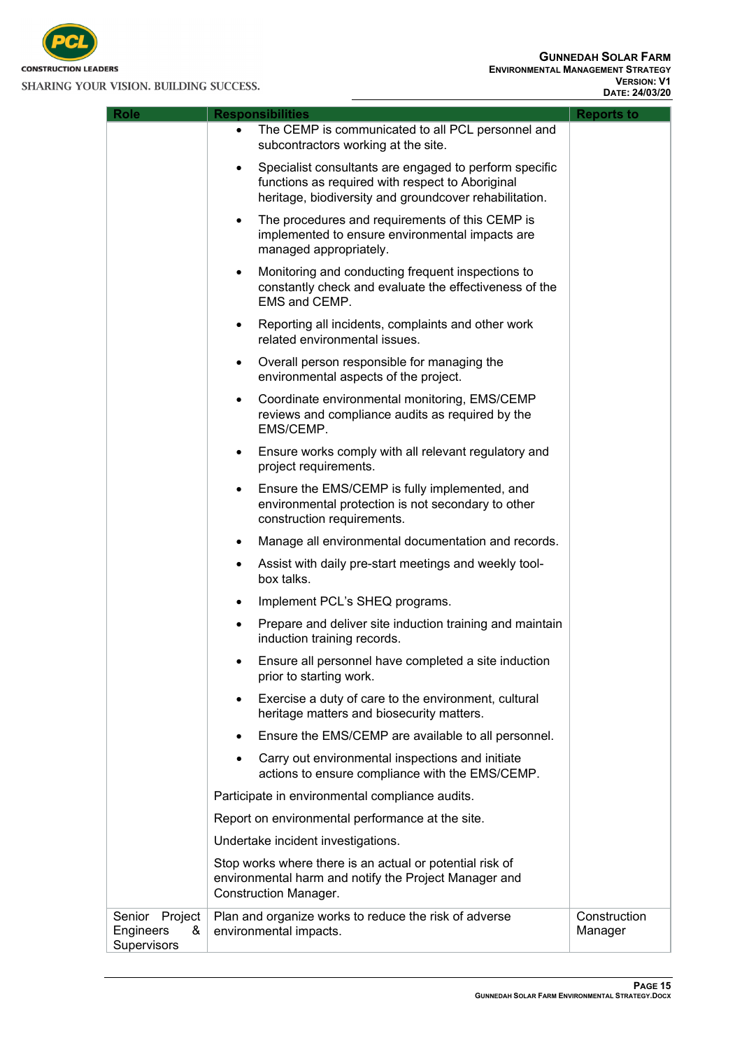| Role | Responsibilities | Reports to |
|---|---|---|
| | • The CEMP is communicated to all PCL personnel and subcontractors working at the site.<br>• Specialist consultants are engaged to perform specific functions as required with respect to Aboriginal heritage, biodiversity and groundcover rehabilitation.<br>• The procedures and requirements of this CEMP is implemented to ensure environmental impacts are managed appropriately.<br>• Monitoring and conducting frequent inspections to constantly check and evaluate the effectiveness of the EMS and CEMP.<br>• Reporting all incidents, complaints and other work related environmental issues.<br>• Overall person responsible for managing the environmental aspects of the project.<br>• Coordinate environmental monitoring, EMS/CEMP reviews and compliance audits as required by the EMS/CEMP.<br>• Ensure works comply with all relevant regulatory and project requirements.<br>• Ensure the EMS/CEMP is fully implemented, and environmental protection is not secondary to other construction requirements.<br>• Manage all environmental documentation and records.<br>• Assist with daily pre-start meetings and weekly tool-box talks.<br>• Implement PCL's SHEQ programs.<br>• Prepare and deliver site induction training and maintain induction training records.<br>• Ensure all personnel have completed a site induction prior to starting work.<br>• Exercise a duty of care to the environment, cultural heritage matters and biosecurity matters.<br>• Ensure the EMS/CEMP are available to all personnel.<br>• Carry out environmental inspections and initiate actions to ensure compliance with the EMS/CEMP.<br>Participate in environmental compliance audits.<br>Report on environmental performance at the site.<br>Undertake incident investigations.<br>Stop works where there is an actual or potential risk of environmental harm and notify the Project Manager and Construction Manager. | |
| Senior Project Engineers & Supervisors | Plan and organize works to reduce the risk of adverse environmental impacts. | Construction Manager |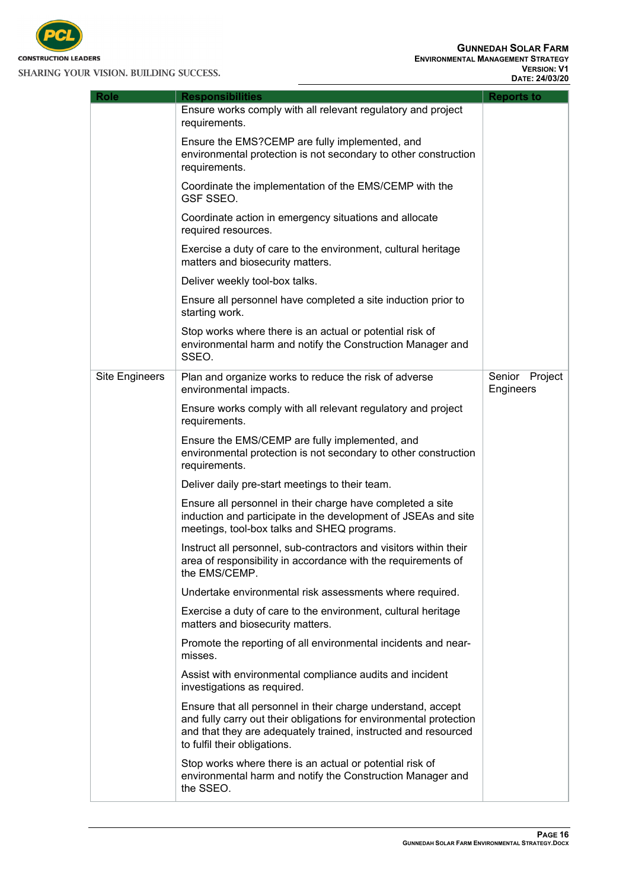| Role | Responsibilities | Reports to |
|---|---|---|
| | Ensure works comply with all relevant regulatory and project requirements.<br><br>Ensure the EMS?CEMP are fully implemented, and environmental protection is not secondary to other construction requirements.<br><br>Coordinate the implementation of the EMS/CEMP with the GSF SSEO.<br><br>Coordinate action in emergency situations and allocate required resources.<br><br>Exercise a duty of care to the environment, cultural heritage matters and biosecurity matters.<br><br>Deliver weekly tool-box talks.<br><br>Ensure all personnel have completed a site induction prior to starting work.<br><br>Stop works where there is an actual or potential risk of environmental harm and notify the Construction Manager and SSEO. | |
| Site Engineers | Plan and organize works to reduce the risk of adverse environmental impacts.<br><br>Ensure works comply with all relevant regulatory and project requirements.<br><br>Ensure the EMS/CEMP are fully implemented, and environmental protection is not secondary to other construction requirements.<br><br>Deliver daily pre-start meetings to their team.<br><br>Ensure all personnel in their charge have completed a site induction and participate in the development of JSEAs and site meetings, tool-box talks and SHEQ programs.<br><br>Instruct all personnel, sub-contractors and visitors within their area of responsibility in accordance with the requirements of the EMS/CEMP.<br><br>Undertake environmental risk assessments where required.<br><br>Exercise a duty of care to the environment, cultural heritage matters and biosecurity matters.<br><br>Promote the reporting of all environmental incidents and near-misses.<br><br>Assist with environmental compliance audits and incident investigations as required.<br><br>Ensure that all personnel in their charge understand, accept and fully carry out their obligations for environmental protection and that they are adequately trained, instructed and resourced to fulfil their obligations.<br><br>Stop works where there is an actual or potential risk of environmental harm and notify the Construction Manager and the SSEO. | Senior Project Engineers |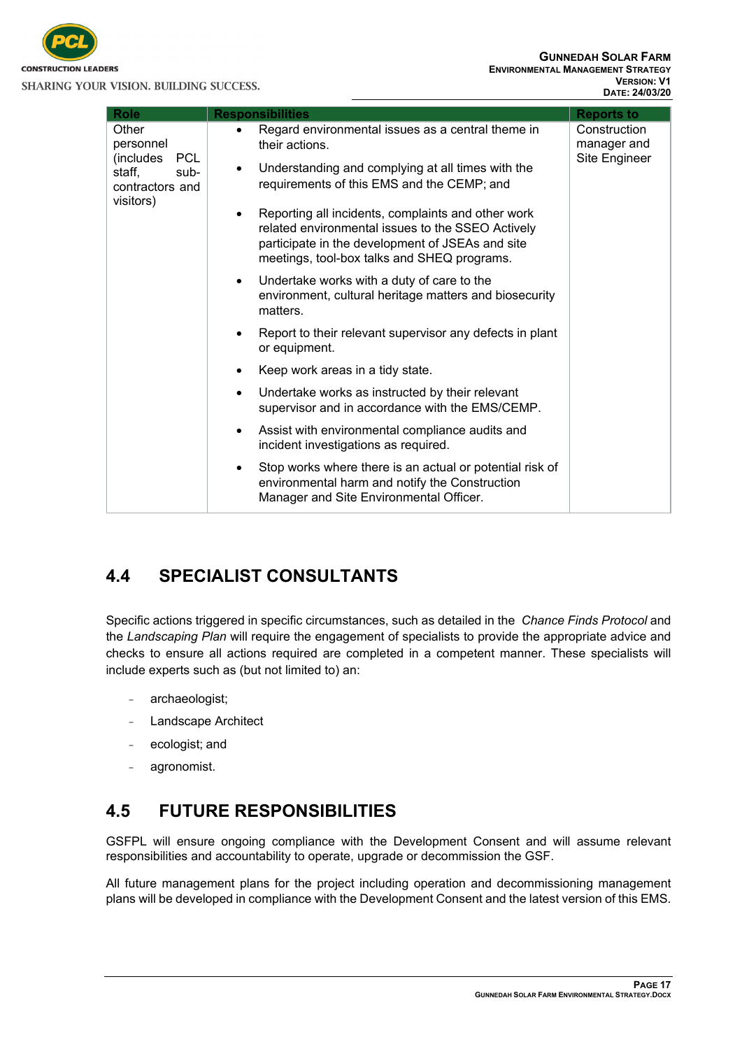| Role | Responsibilities | Reports to |
|---|---|---|
| Other personnel (includes PCL staff, sub-contractors and visitors) | • Regard environmental issues as a central theme in their actions.<br>• Understanding and complying at all times with the requirements of this EMS and the CEMP; and<br>• Reporting all incidents, complaints and other work related environmental issues to the SSEO Actively participate in the development of JSEAs and site meetings, tool-box talks and SHEQ programs.<br>• Undertake works with a duty of care to the environment, cultural heritage matters and biosecurity matters.<br>• Report to their relevant supervisor any defects in plant or equipment.<br>• Keep work areas in a tidy state.<br>• Undertake works as instructed by their relevant supervisor and in accordance with the EMS/CEMP.<br>• Assist with environmental compliance audits and incident investigations as required.<br>• Stop works where there is an actual or potential risk of environmental harm and notify the Construction Manager and Site Environmental Officer. | Construction manager and Site Engineer |

## 4.4 SPECIALIST CONSULTANTS

Specific actions triggered in specific circumstances, such as detailed in the *Chance Finds Protocol* and the *Landscaping Plan* will require the engagement of specialists to provide the appropriate advice and checks to ensure all actions required are completed in a competent manner. These specialists will include experts such as (but not limited to) an:

- archaeologist;
- Landscape Architect
- ecologist; and
- agronomist.

## 4.5 FUTURE RESPONSIBILITIES

GSFPL will ensure ongoing compliance with the Development Consent and will assume relevant responsibilities and accountability to operate, upgrade or decommission the GSF.

All future management plans for the project including operation and decommissioning management plans will be developed in compliance with the Development Consent and the latest version of this EMS.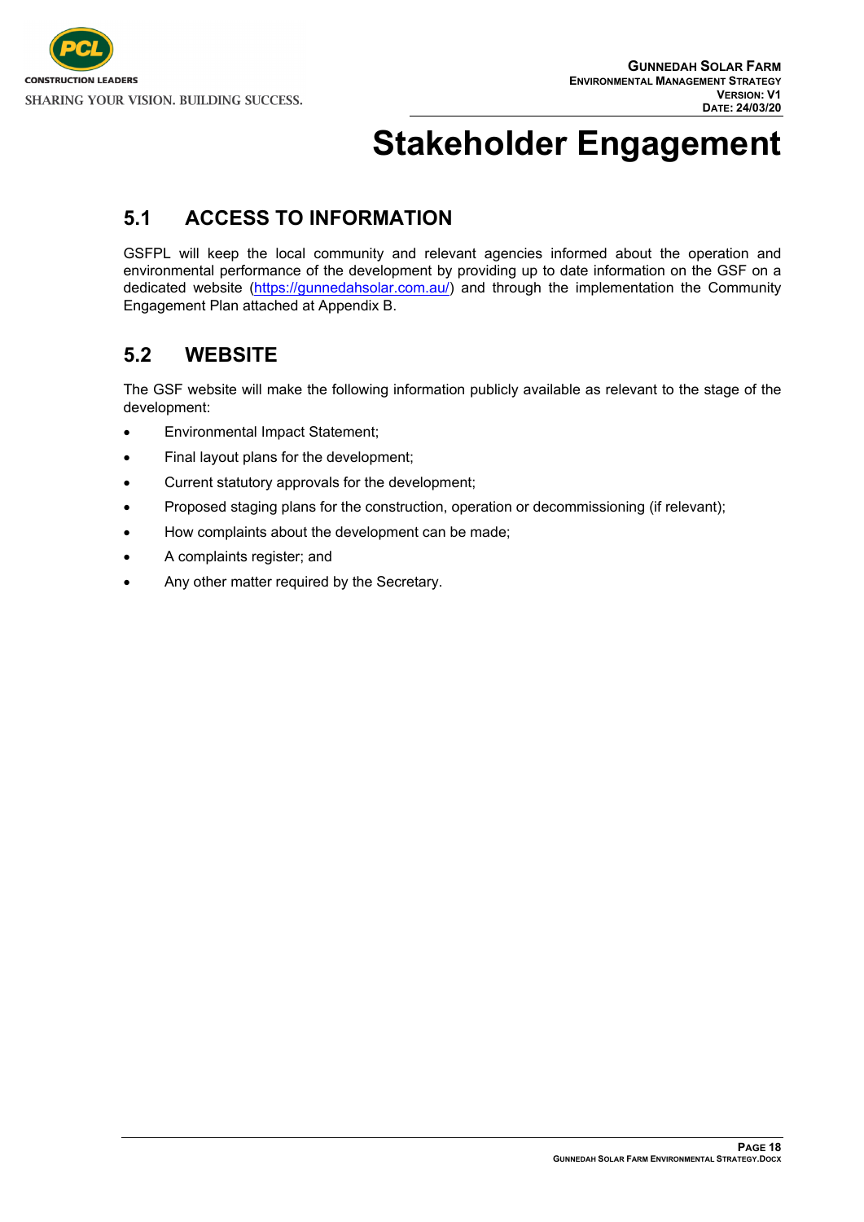# Stakeholder Engagement

## 5.1 ACCESS TO INFORMATION

GSFPL will keep the local community and relevant agencies informed about the operation and environmental performance of the development by providing up to date information on the GSF on a dedicated website (https://gunnedahsolar.com.au/) and through the implementation the Community Engagement Plan attached at Appendix B.

## 5.2 WEBSITE

The GSF website will make the following information publicly available as relevant to the stage of the development:

- Environmental Impact Statement;
- Final layout plans for the development;
- Current statutory approvals for the development;
- Proposed staging plans for the construction, operation or decommissioning (if relevant);
- How complaints about the development can be made;
- A complaints register; and
- Any other matter required by the Secretary.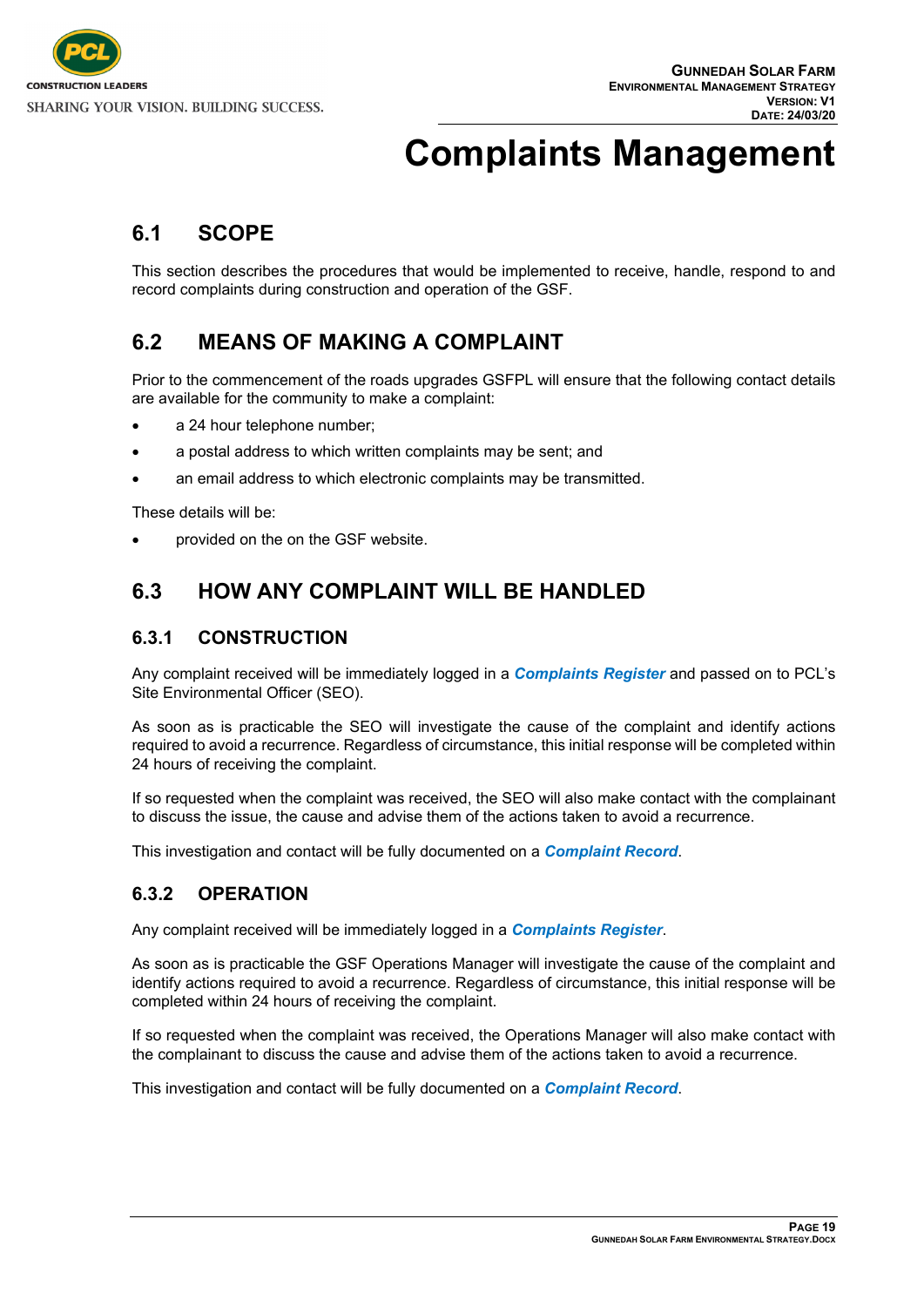# Complaints Management

## 6.1 SCOPE

This section describes the procedures that would be implemented to receive, handle, respond to and record complaints during construction and operation of the GSF.

## 6.2 MEANS OF MAKING A COMPLAINT

Prior to the commencement of the roads upgrades GSFPL will ensure that the following contact details are available for the community to make a complaint:

- a 24 hour telephone number;
- a postal address to which written complaints may be sent; and
- an email address to which electronic complaints may be transmitted.

These details will be:

- provided on the on the GSF website.

## 6.3 HOW ANY COMPLAINT WILL BE HANDLED

### 6.3.1 CONSTRUCTION

Any complaint received will be immediately logged in a ***Complaints Register*** and passed on to PCL's Site Environmental Officer (SEO).

As soon as is practicable the SEO will investigate the cause of the complaint and identify actions required to avoid a recurrence. Regardless of circumstance, this initial response will be completed within 24 hours of receiving the complaint.

If so requested when the complaint was received, the SEO will also make contact with the complainant to discuss the issue, the cause and advise them of the actions taken to avoid a recurrence.

This investigation and contact will be fully documented on a ***Complaint Record***.

### 6.3.2 OPERATION

Any complaint received will be immediately logged in a ***Complaints Register***.

As soon as is practicable the GSF Operations Manager will investigate the cause of the complaint and identify actions required to avoid a recurrence. Regardless of circumstance, this initial response will be completed within 24 hours of receiving the complaint.

If so requested when the complaint was received, the Operations Manager will also make contact with the complainant to discuss the cause and advise them of the actions taken to avoid a recurrence.

This investigation and contact will be fully documented on a ***Complaint Record***.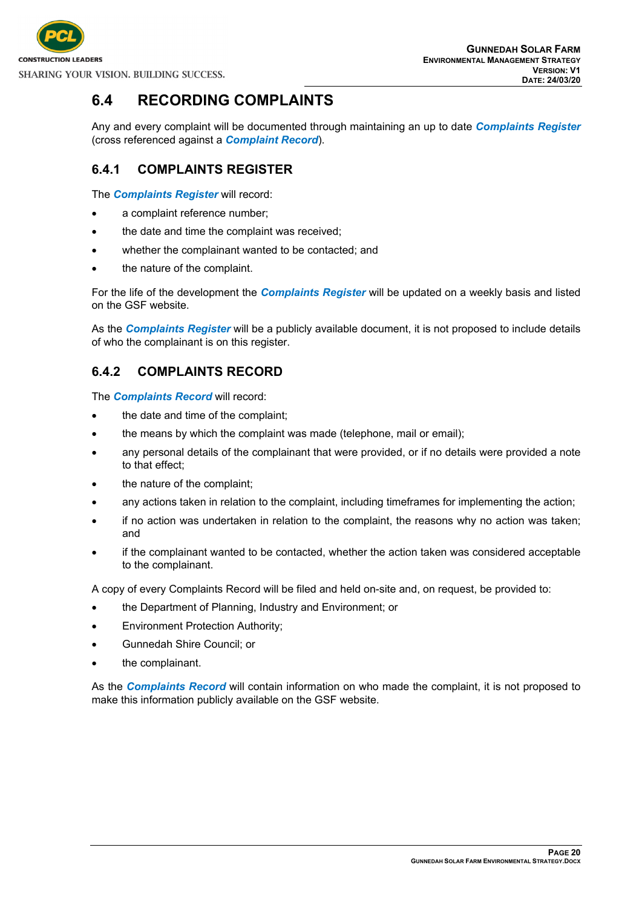## 6.4 RECORDING COMPLAINTS

Any and every complaint will be documented through maintaining an up to date ***Complaints Register*** (cross referenced against a ***Complaint Record***).

### 6.4.1 COMPLAINTS REGISTER

The ***Complaints Register*** will record:

- a complaint reference number;
- the date and time the complaint was received;
- whether the complainant wanted to be contacted; and
- the nature of the complaint.

For the life of the development the ***Complaints Register*** will be updated on a weekly basis and listed on the GSF website.

As the ***Complaints Register*** will be a publicly available document, it is not proposed to include details of who the complainant is on this register.

### 6.4.2 COMPLAINTS RECORD

The ***Complaints Record*** will record:

- the date and time of the complaint;
- the means by which the complaint was made (telephone, mail or email);
- any personal details of the complainant that were provided, or if no details were provided a note to that effect;
- the nature of the complaint;
- any actions taken in relation to the complaint, including timeframes for implementing the action;
- if no action was undertaken in relation to the complaint, the reasons why no action was taken; and
- if the complainant wanted to be contacted, whether the action taken was considered acceptable to the complainant.

A copy of every Complaints Record will be filed and held on-site and, on request, be provided to:

- the Department of Planning, Industry and Environment; or
- Environment Protection Authority;
- Gunnedah Shire Council; or
- the complainant.

As the ***Complaints Record*** will contain information on who made the complaint, it is not proposed to make this information publicly available on the GSF website.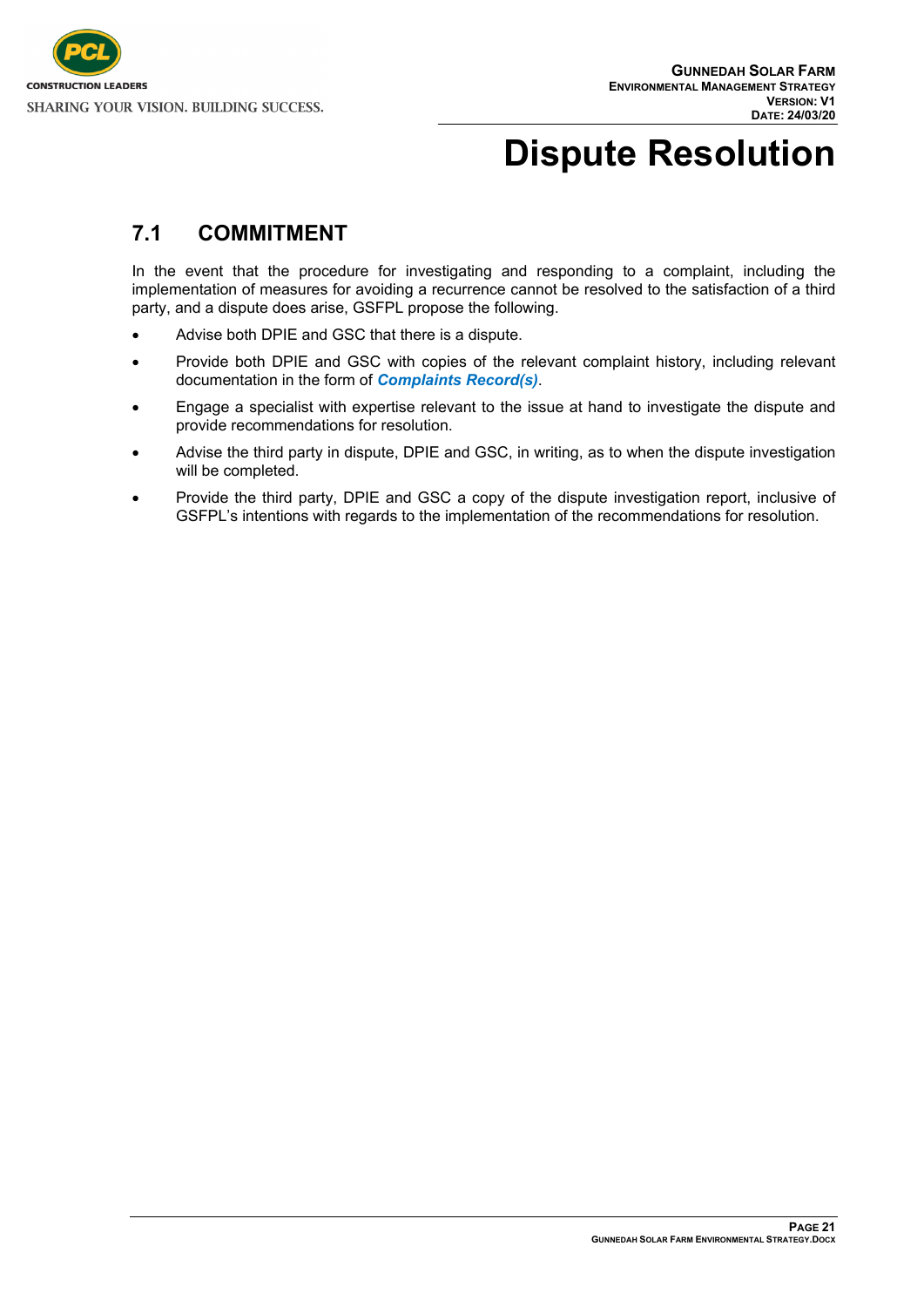# Dispute Resolution

## 7.1 COMMITMENT

In the event that the procedure for investigating and responding to a complaint, including the implementation of measures for avoiding a recurrence cannot be resolved to the satisfaction of a third party, and a dispute does arise, GSFPL propose the following.

- Advise both DPIE and GSC that there is a dispute.
- Provide both DPIE and GSC with copies of the relevant complaint history, including relevant documentation in the form of ***Complaints Record(s)***.
- Engage a specialist with expertise relevant to the issue at hand to investigate the dispute and provide recommendations for resolution.
- Advise the third party in dispute, DPIE and GSC, in writing, as to when the dispute investigation will be completed.
- Provide the third party, DPIE and GSC a copy of the dispute investigation report, inclusive of GSFPL's intentions with regards to the implementation of the recommendations for resolution.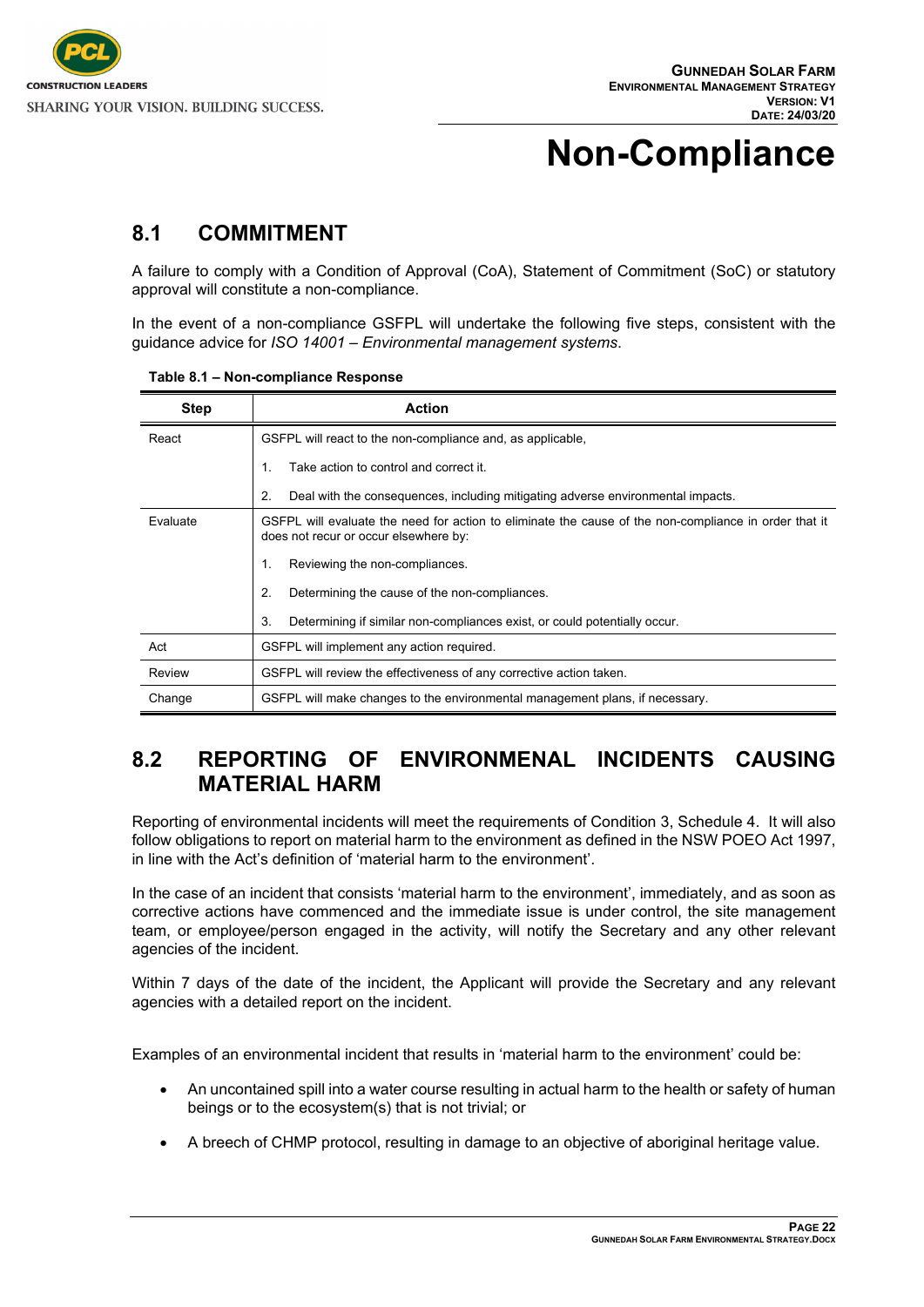# Non-Compliance

## 8.1 COMMITMENT

A failure to comply with a Condition of Approval (CoA), Statement of Commitment (SoC) or statutory approval will constitute a non-compliance.

In the event of a non-compliance GSFPL will undertake the following five steps, consistent with the guidance advice for *ISO 14001 – Environmental management systems*.

**Table 8.1 – Non-compliance Response**

| Step | Action |
|---|---|
| React | GSFPL will react to the non-compliance and, as applicable,<br>1. Take action to control and correct it.<br>2. Deal with the consequences, including mitigating adverse environmental impacts. |
| Evaluate | GSFPL will evaluate the need for action to eliminate the cause of the non-compliance in order that it does not recur or occur elsewhere by:<br>1. Reviewing the non-compliances.<br>2. Determining the cause of the non-compliances.<br>3. Determining if similar non-compliances exist, or could potentially occur. |
| Act | GSFPL will implement any action required. |
| Review | GSFPL will review the effectiveness of any corrective action taken. |
| Change | GSFPL will make changes to the environmental management plans, if necessary. |

## 8.2 REPORTING OF ENVIRONMENAL INCIDENTS CAUSING MATERIAL HARM

Reporting of environmental incidents will meet the requirements of Condition 3, Schedule 4. It will also follow obligations to report on material harm to the environment as defined in the NSW POEO Act 1997, in line with the Act's definition of 'material harm to the environment'.

In the case of an incident that consists 'material harm to the environment', immediately, and as soon as corrective actions have commenced and the immediate issue is under control, the site management team, or employee/person engaged in the activity, will notify the Secretary and any other relevant agencies of the incident.

Within 7 days of the date of the incident, the Applicant will provide the Secretary and any relevant agencies with a detailed report on the incident.

Examples of an environmental incident that results in 'material harm to the environment' could be:

- An uncontained spill into a water course resulting in actual harm to the health or safety of human beings or to the ecosystem(s) that is not trivial; or
- A breech of CHMP protocol, resulting in damage to an objective of aboriginal heritage value.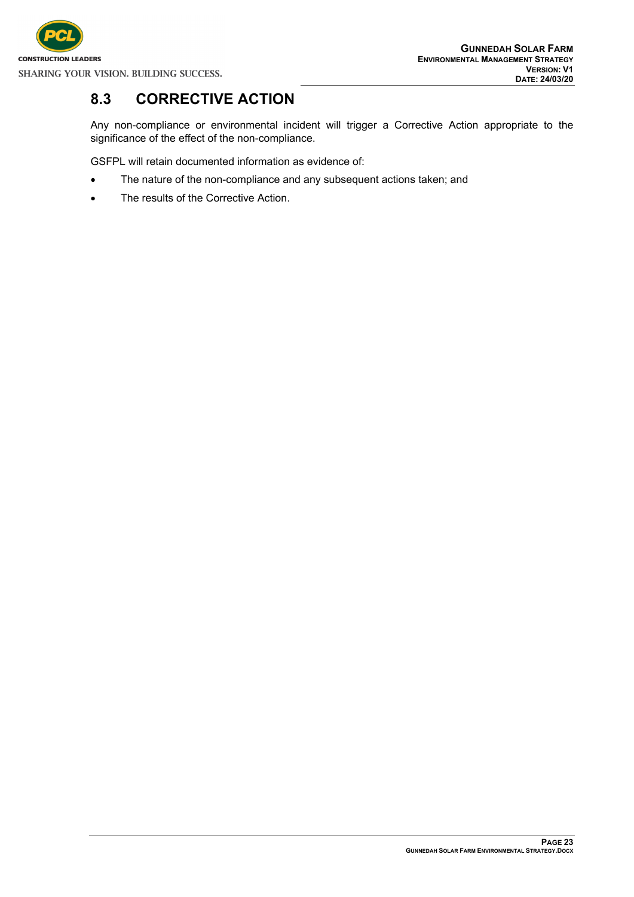## 8.3 CORRECTIVE ACTION

Any non-compliance or environmental incident will trigger a Corrective Action appropriate to the significance of the effect of the non-compliance.

GSFPL will retain documented information as evidence of:

- The nature of the non-compliance and any subsequent actions taken; and
- The results of the Corrective Action.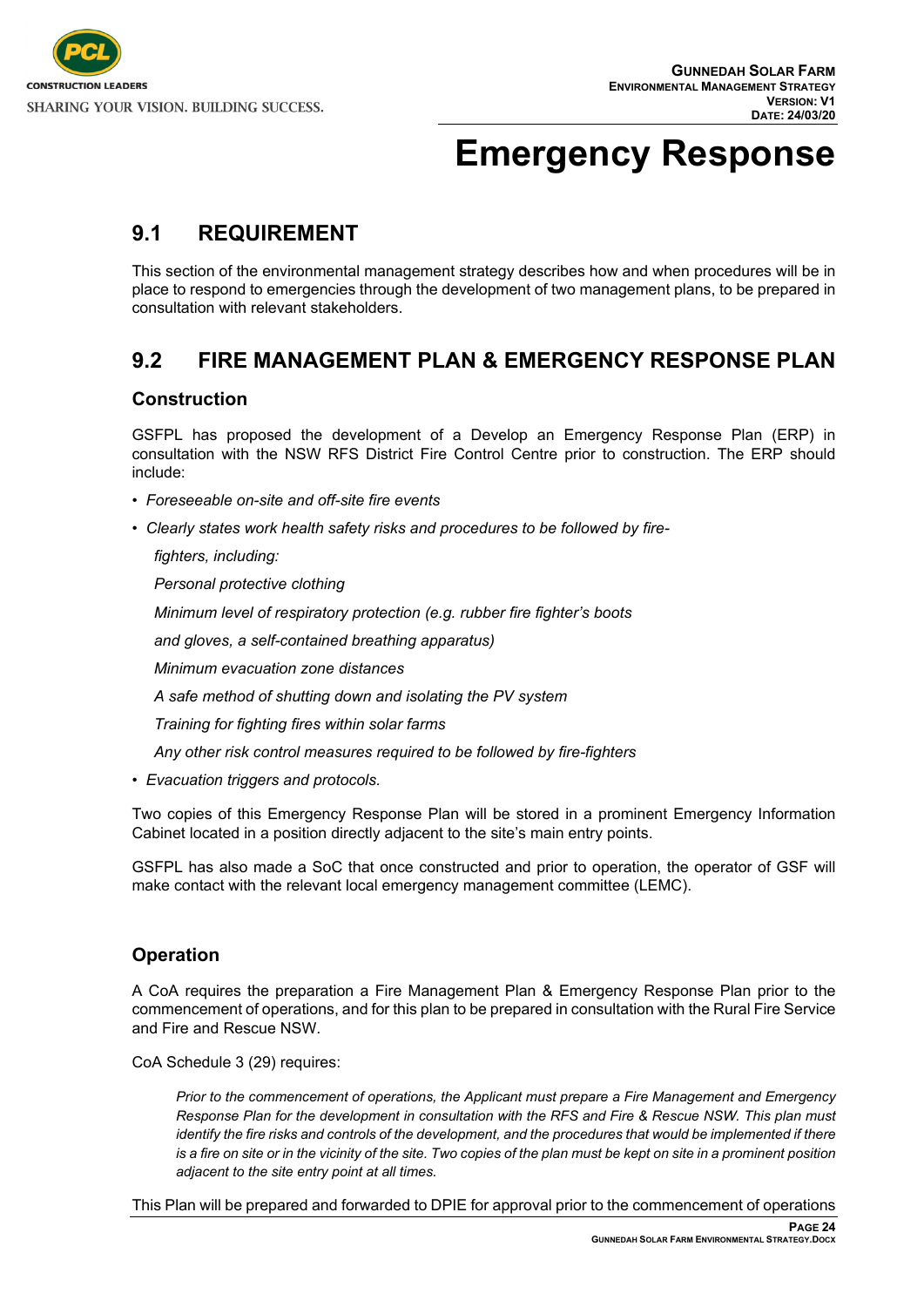# Emergency Response

## 9.1 REQUIREMENT

This section of the environmental management strategy describes how and when procedures will be in place to respond to emergencies through the development of two management plans, to be prepared in consultation with relevant stakeholders.

## 9.2 FIRE MANAGEMENT PLAN & EMERGENCY RESPONSE PLAN

### Construction

GSFPL has proposed the development of a Develop an Emergency Response Plan (ERP) in consultation with the NSW RFS District Fire Control Centre prior to construction. The ERP should include:

- *Foreseeable on-site and off-site fire events*
- *Clearly states work health safety risks and procedures to be followed by fire-fighters, including:*

  *Personal protective clothing*

  *Minimum level of respiratory protection (e.g. rubber fire fighter's boots and gloves, a self-contained breathing apparatus)*

  *Minimum evacuation zone distances*

  *A safe method of shutting down and isolating the PV system*

  *Training for fighting fires within solar farms*

  *Any other risk control measures required to be followed by fire-fighters*
- *Evacuation triggers and protocols.*

Two copies of this Emergency Response Plan will be stored in a prominent Emergency Information Cabinet located in a position directly adjacent to the site's main entry points.

GSFPL has also made a SoC that once constructed and prior to operation, the operator of GSF will make contact with the relevant local emergency management committee (LEMC).

### Operation

A CoA requires the preparation a Fire Management Plan & Emergency Response Plan prior to the commencement of operations, and for this plan to be prepared in consultation with the Rural Fire Service and Fire and Rescue NSW.

CoA Schedule 3 (29) requires:

> *Prior to the commencement of operations, the Applicant must prepare a Fire Management and Emergency Response Plan for the development in consultation with the RFS and Fire & Rescue NSW. This plan must identify the fire risks and controls of the development, and the procedures that would be implemented if there is a fire on site or in the vicinity of the site. Two copies of the plan must be kept on site in a prominent position adjacent to the site entry point at all times.*

This Plan will be prepared and forwarded to DPIE for approval prior to the commencement of operations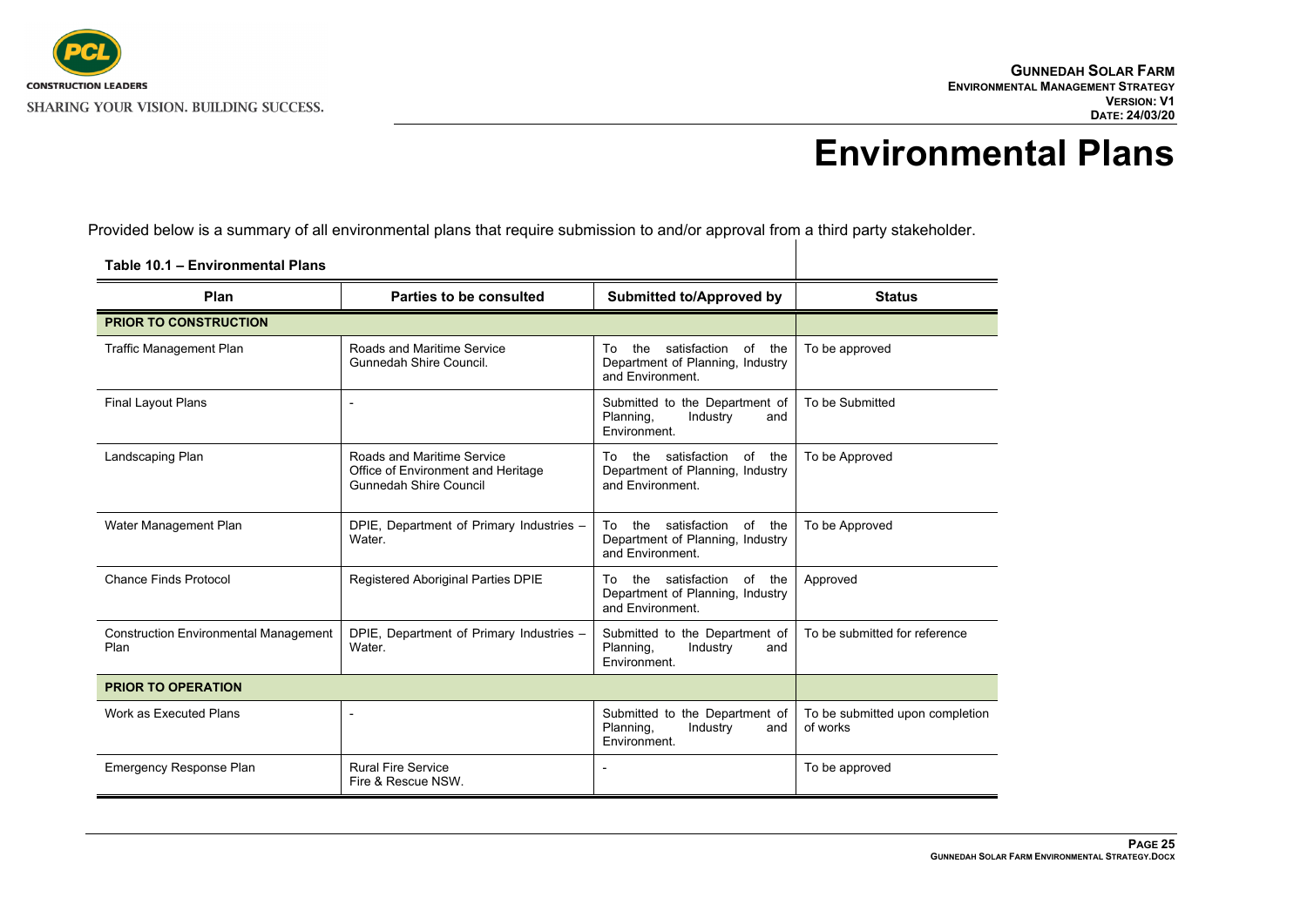# Environmental Plans

Provided below is a summary of all environmental plans that require submission to and/or approval from a third party stakeholder.

**Table 10.1 – Environmental Plans**

| Plan | Parties to be consulted | Submitted to/Approved by | Status |
|---|---|---|---|
| **PRIOR TO CONSTRUCTION** | | | |
| Traffic Management Plan | Roads and Maritime Service Gunnedah Shire Council. | To the satisfaction of the Department of Planning, Industry and Environment. | To be approved |
| Final Layout Plans | - | Submitted to the Department of Planning, Industry and Environment. | To be Submitted |
| Landscaping Plan | Roads and Maritime Service Office of Environment and Heritage Gunnedah Shire Council | To the satisfaction of the Department of Planning, Industry and Environment. | To be Approved |
| Water Management Plan | DPIE, Department of Primary Industries – Water. | To the satisfaction of the Department of Planning, Industry and Environment. | To be Approved |
| Chance Finds Protocol | Registered Aboriginal Parties DPIE | To the satisfaction of the Department of Planning, Industry and Environment. | Approved |
| Construction Environmental Management Plan | DPIE, Department of Primary Industries – Water. | Submitted to the Department of Planning, Industry and Environment. | To be submitted for reference |
| **PRIOR TO OPERATION** | | | |
| Work as Executed Plans | - | Submitted to the Department of Planning, Industry and Environment. | To be submitted upon completion of works |
| Emergency Response Plan | Rural Fire Service Fire & Rescue NSW. | - | To be approved |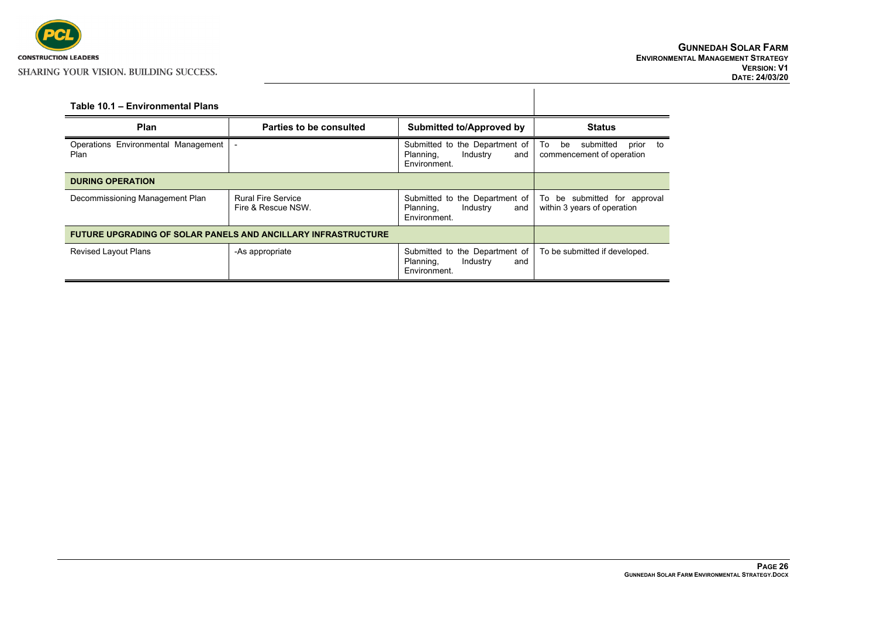**Table 10.1 – Environmental Plans**

| Plan | Parties to be consulted | Submitted to/Approved by | Status |
|---|---|---|---|
| Operations Environmental Management Plan | - | Submitted to the Department of Planning, Industry and Environment. | To be submitted prior to commencement of operation |
| **DURING OPERATION** | | | |
| Decommissioning Management Plan | Rural Fire Service<br>Fire & Rescue NSW. | Submitted to the Department of Planning, Industry and Environment. | To be submitted for approval within 3 years of operation |
| **FUTURE UPGRADING OF SOLAR PANELS AND ANCILLARY INFRASTRUCTURE** | | | |
| Revised Layout Plans | -As appropriate | Submitted to the Department of Planning, Industry and Environment. | To be submitted if developed. |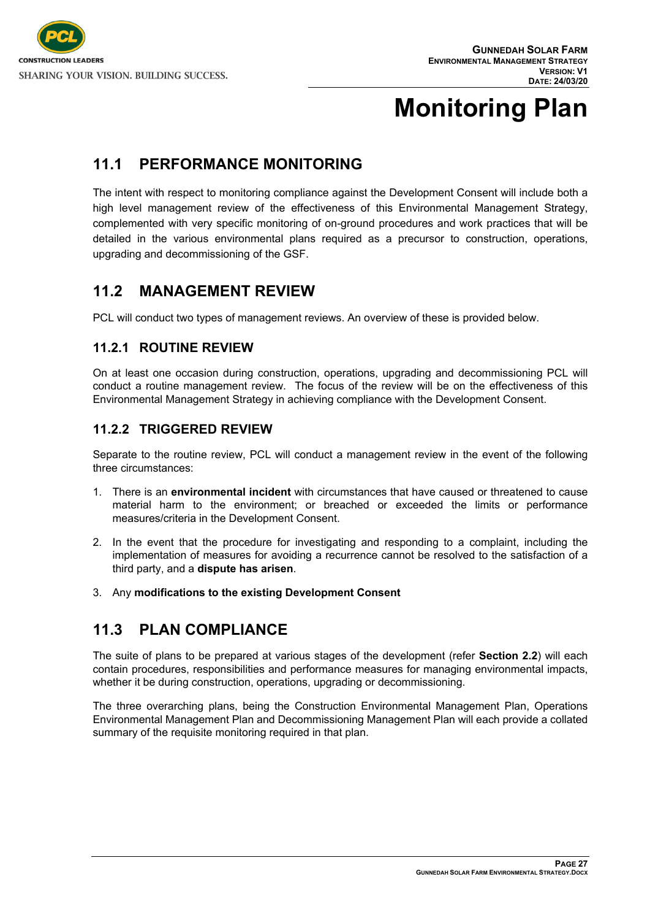# Monitoring Plan

## 11.1 PERFORMANCE MONITORING

The intent with respect to monitoring compliance against the Development Consent will include both a high level management review of the effectiveness of this Environmental Management Strategy, complemented with very specific monitoring of on-ground procedures and work practices that will be detailed in the various environmental plans required as a precursor to construction, operations, upgrading and decommissioning of the GSF.

## 11.2 MANAGEMENT REVIEW

PCL will conduct two types of management reviews. An overview of these is provided below.

### 11.2.1 ROUTINE REVIEW

On at least one occasion during construction, operations, upgrading and decommissioning PCL will conduct a routine management review. The focus of the review will be on the effectiveness of this Environmental Management Strategy in achieving compliance with the Development Consent.

### 11.2.2 TRIGGERED REVIEW

Separate to the routine review, PCL will conduct a management review in the event of the following three circumstances:

1. There is an **environmental incident** with circumstances that have caused or threatened to cause material harm to the environment; or breached or exceeded the limits or performance measures/criteria in the Development Consent.
2. In the event that the procedure for investigating and responding to a complaint, including the implementation of measures for avoiding a recurrence cannot be resolved to the satisfaction of a third party, and a **dispute has arisen**.
3. Any **modifications to the existing Development Consent**

## 11.3 PLAN COMPLIANCE

The suite of plans to be prepared at various stages of the development (refer **Section 2.2**) will each contain procedures, responsibilities and performance measures for managing environmental impacts, whether it be during construction, operations, upgrading or decommissioning.

The three overarching plans, being the Construction Environmental Management Plan, Operations Environmental Management Plan and Decommissioning Management Plan will each provide a collated summary of the requisite monitoring required in that plan.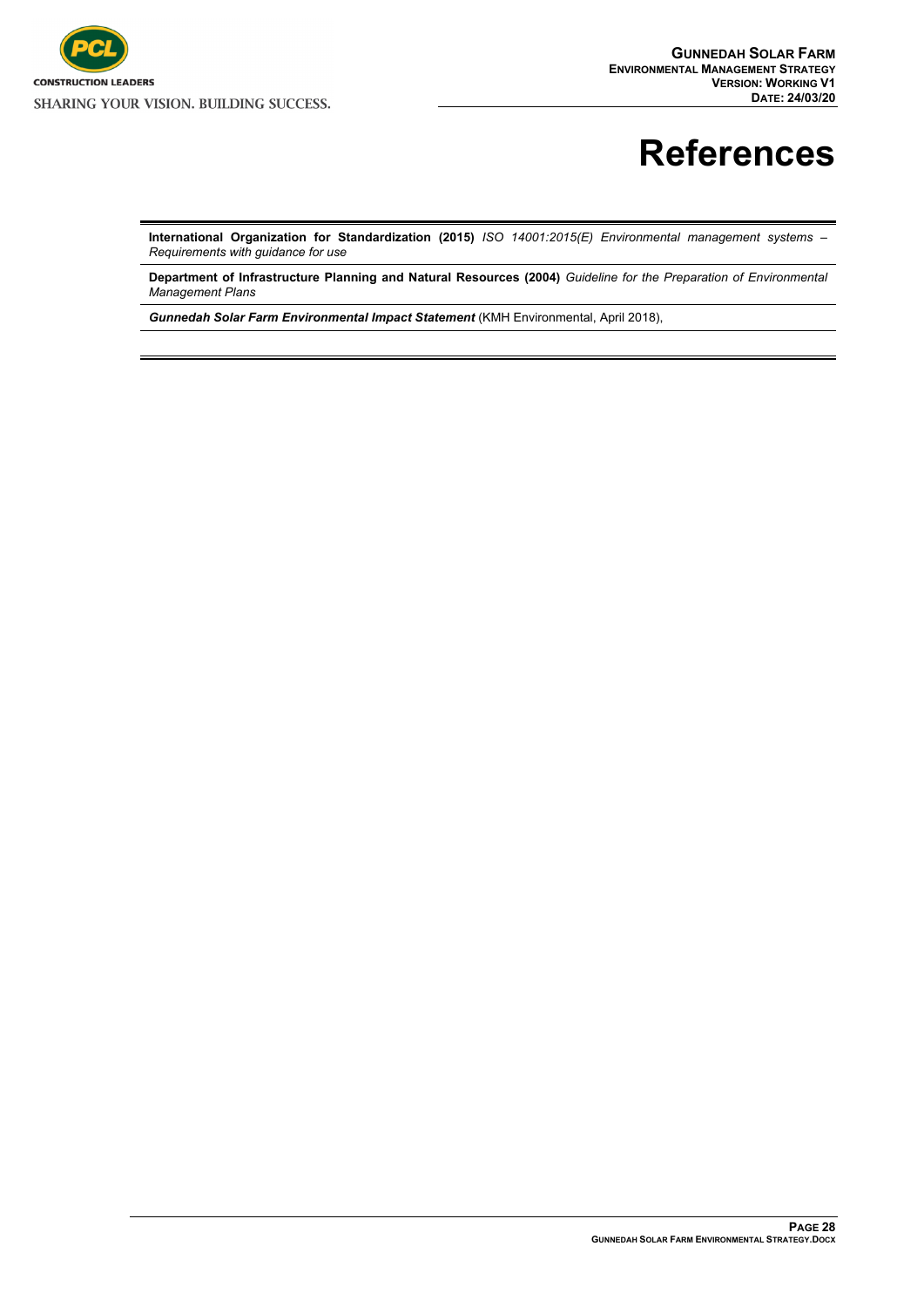# References

**International Organization for Standardization (2015)** *ISO 14001:2015(E) Environmental management systems – Requirements with guidance for use*

**Department of Infrastructure Planning and Natural Resources (2004)** *Guideline for the Preparation of Environmental Management Plans*

***Gunnedah Solar Farm Environmental Impact Statement*** (KMH Environmental, April 2018),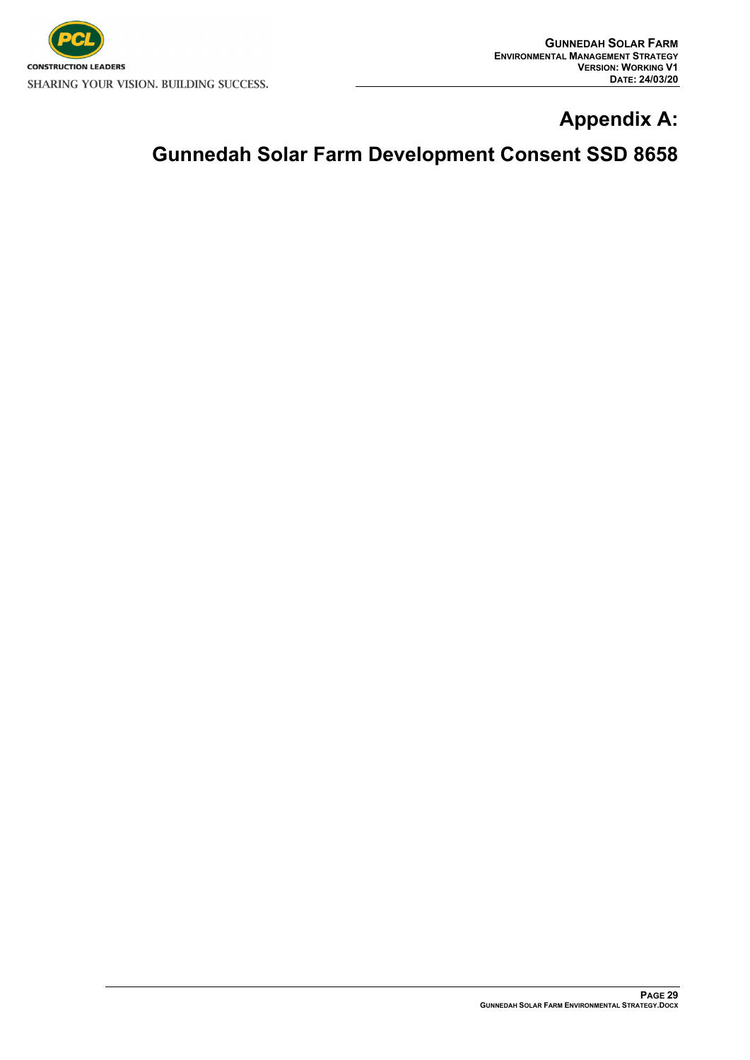# Appendix A:

# Gunnedah Solar Farm Development Consent SSD 8658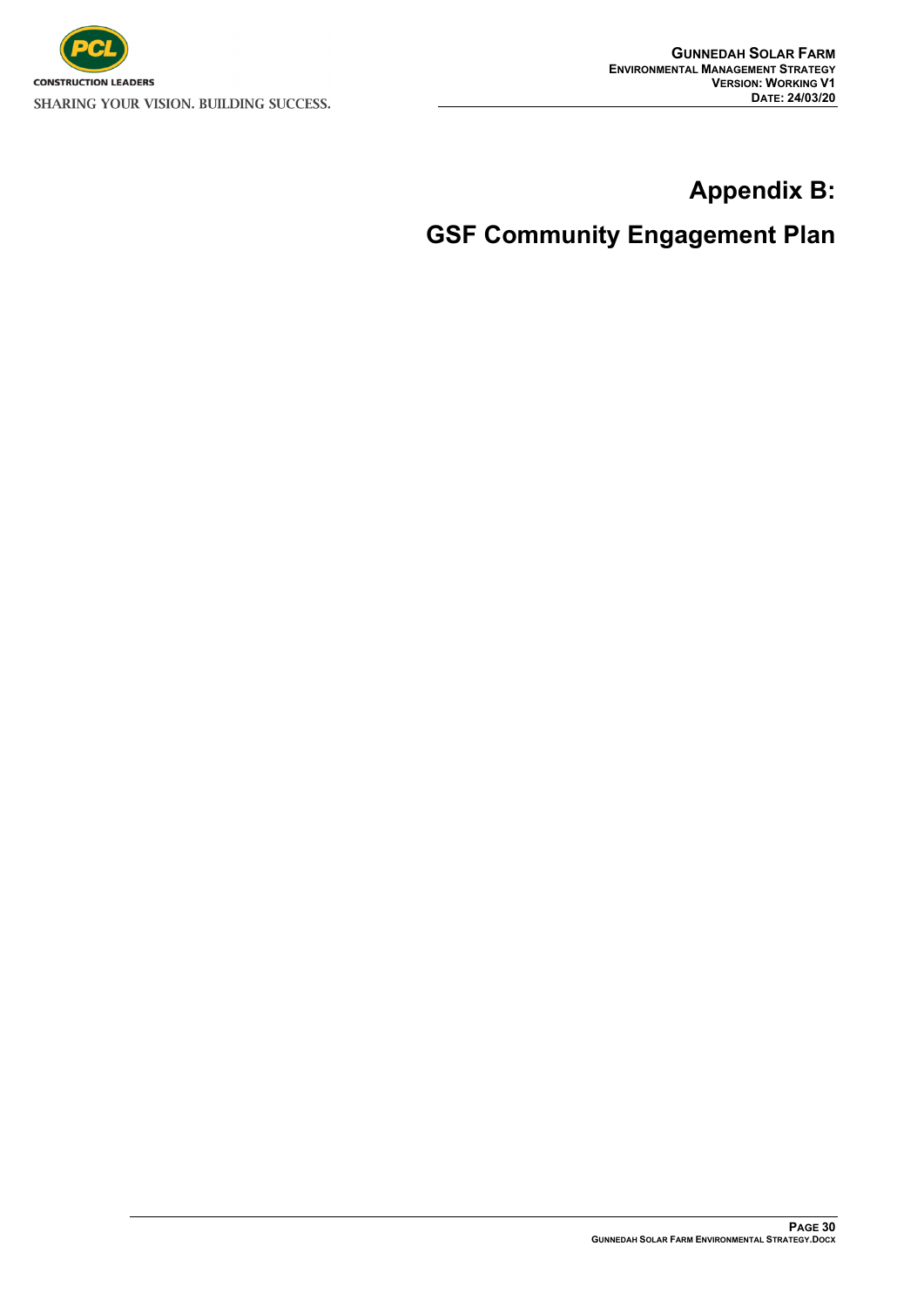# Appendix B:

# GSF Community Engagement Plan